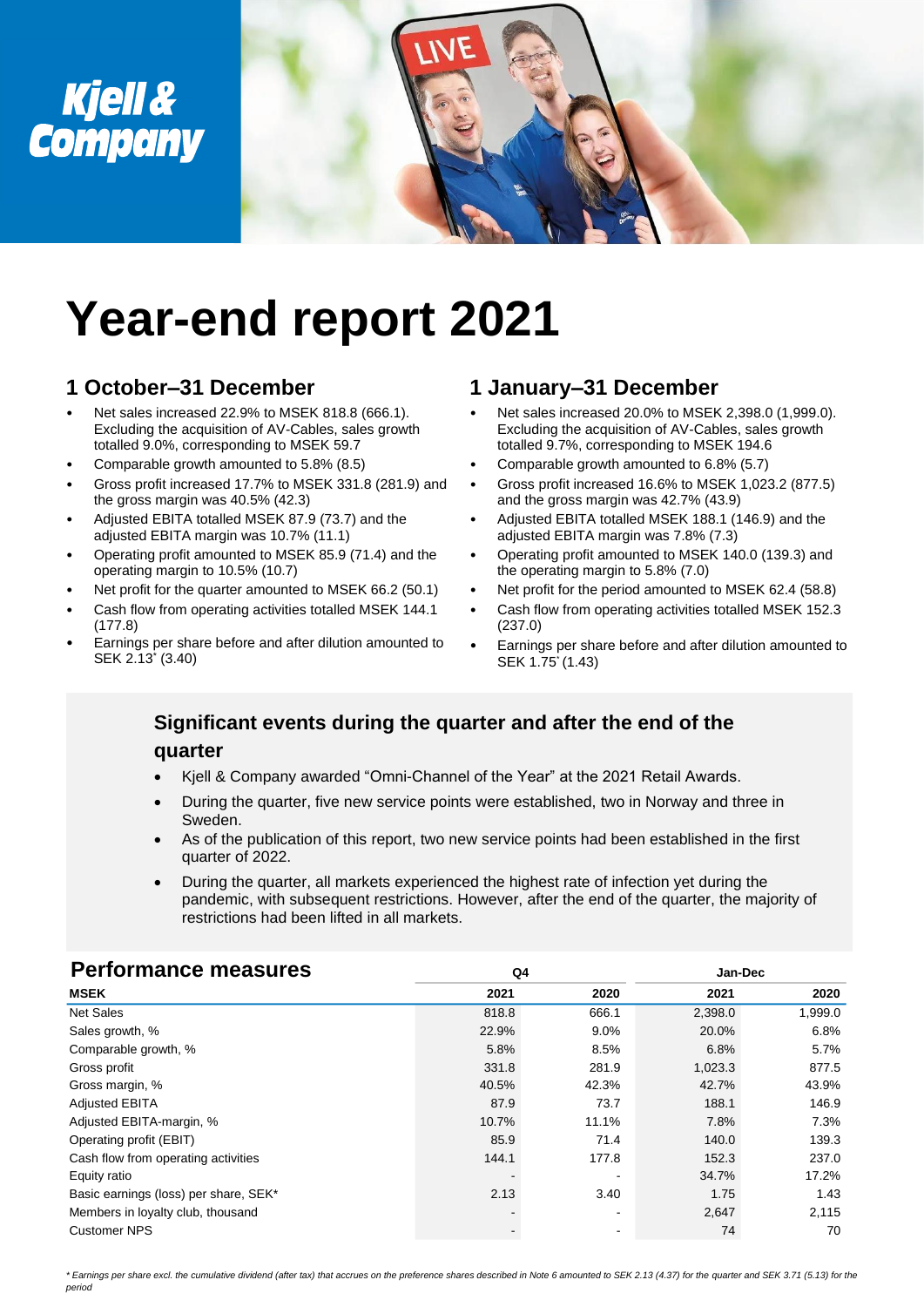Kjell & Company

# Year-end report 2021

## 1 October–31 December

- Net sales increased 22.9% to MSEK 818.8 (666.1). Excluding the acquisition of AV-Cables, sales growth totalled 9.0%, corresponding to MSEK 59.7
- Comparable growth amounted to 5.8% (8.5)
- Gross profit increased 17.7% to MSEK 331.8 (281.9) and the gross margin was 40.5% (42.3)
- Adjusted EBITA totalled MSEK 87.9 (73.7) and the adjusted EBITA margin was 10.7% (11.1)
- Operating profit amounted to MSEK 85.9 (71.4) and the operating margin to 10.5% (10.7)
- Net profit for the quarter amounted to MSEK 66.2 (50.1)
- Cash flow from operating activities totalled MSEK 144.1 (177.8)
- Earnings per share before and after dilution amounted to SEK 2.13* (3.40)

## 1 January–31 December

- Net sales increased 20.0% to MSEK 2,398.0 (1,999.0). Excluding the acquisition of AV-Cables, sales growth totalled 9.7%, corresponding to MSEK 194.6
- Comparable growth amounted to 6.8% (5.7)
- Gross profit increased 16.6% to MSEK 1,023.2 (877.5) and the gross margin was 42.7% (43.9)
- Adjusted EBITA totalled MSEK 188.1 (146.9) and the adjusted EBITA margin was 7.8% (7.3)
- Operating profit amounted to MSEK 140.0 (139.3) and the operating margin to 5.8% (7.0)
- Net profit for the period amounted to MSEK 62.4 (58.8)
- Cash flow from operating activities totalled MSEK 152.3 (237.0)
- Earnings per share before and after dilution amounted to SEK 1.75* (1.43)

### Significant events during the quarter and after the end of the quarter

- Kjell & Company awarded “Omni-Channel of the Year” at the 2021 Retail Awards.
- During the quarter, five new service points were established, two in Norway and three in Sweden.
- As of the publication of this report, two new service points had been established in the first quarter of 2022.
- During the quarter, all markets experienced the highest rate of infection yet during the pandemic, with subsequent restrictions. However, after the end of the quarter, the majority of restrictions had been lifted in all markets.

## Performance measures

| | Q4 | | Jan-Dec | |
|---|---|---|---|---|
| **MSEK** | **2021** | **2020** | **2021** | **2020** |
| Net Sales | 818.8 | 666.1 | 2,398.0 | 1,999.0 |
| Sales growth, % | 22.9% | 9.0% | 20.0% | 6.8% |
| Comparable growth, % | 5.8% | 8.5% | 6.8% | 5.7% |
| Gross profit | 331.8 | 281.9 | 1,023.3 | 877.5 |
| Gross margin, % | 40.5% | 42.3% | 42.7% | 43.9% |
| Adjusted EBITA | 87.9 | 73.7 | 188.1 | 146.9 |
| Adjusted EBITA-margin, % | 10.7% | 11.1% | 7.8% | 7.3% |
| Operating profit (EBIT) | 85.9 | 71.4 | 140.0 | 139.3 |
| Cash flow from operating activities | 144.1 | 177.8 | 152.3 | 237.0 |
| Equity ratio | - | - | 34.7% | 17.2% |
| Basic earnings (loss) per share, SEK* | 2.13 | 3.40 | 1.75 | 1.43 |
| Members in loyalty club, thousand | - | - | 2,647 | 2,115 |
| Customer NPS | - | - | 74 | 70 |

*\* Earnings per share excl. the cumulative dividend (after tax) that accrues on the preference shares described in Note 6 amounted to SEK 2.13 (4.37) for the quarter and SEK 3.71 (5.13) for the period*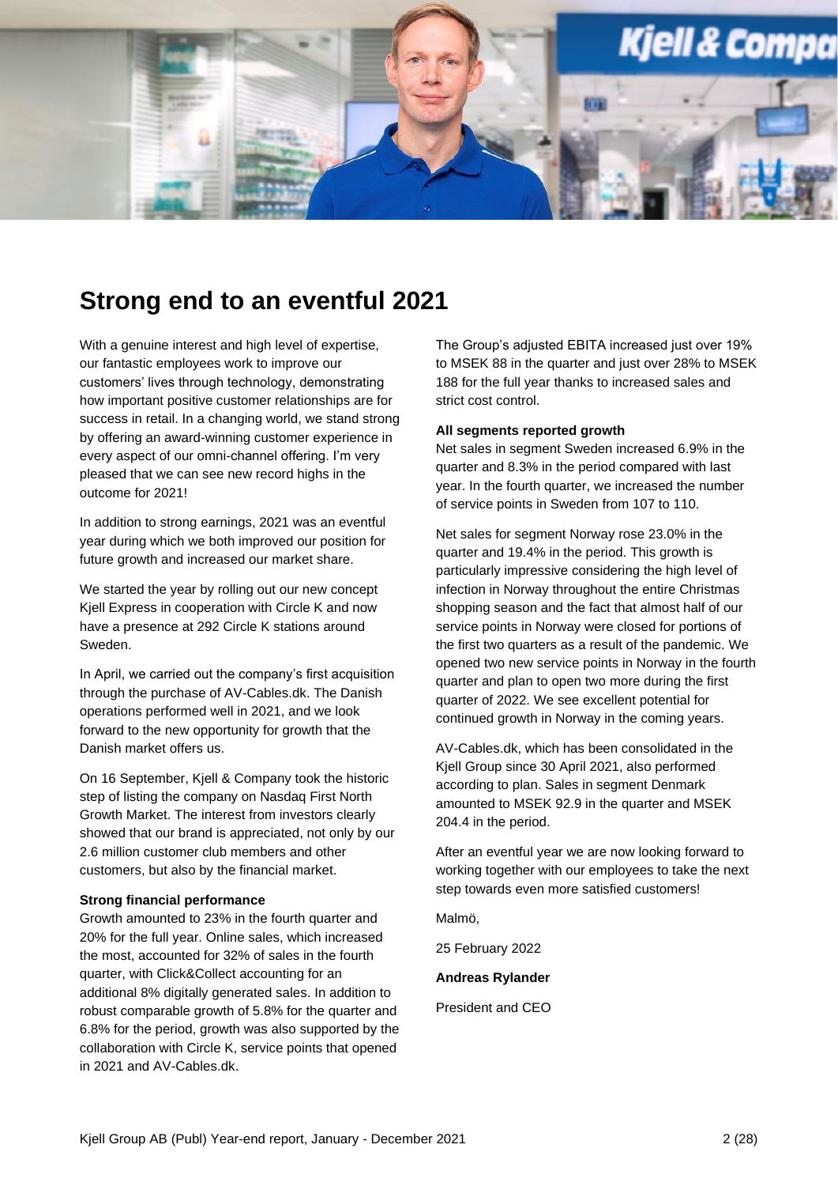# Strong end to an eventful 2021

With a genuine interest and high level of expertise, our fantastic employees work to improve our customers' lives through technology, demonstrating how important positive customer relationships are for success in retail. In a changing world, we stand strong by offering an award-winning customer experience in every aspect of our omni-channel offering. I'm very pleased that we can see new record highs in the outcome for 2021!

In addition to strong earnings, 2021 was an eventful year during which we both improved our position for future growth and increased our market share.

We started the year by rolling out our new concept Kjell Express in cooperation with Circle K and now have a presence at 292 Circle K stations around Sweden.

In April, we carried out the company's first acquisition through the purchase of AV-Cables.dk. The Danish operations performed well in 2021, and we look forward to the new opportunity for growth that the Danish market offers us.

On 16 September, Kjell & Company took the historic step of listing the company on Nasdaq First North Growth Market. The interest from investors clearly showed that our brand is appreciated, not only by our 2.6 million customer club members and other customers, but also by the financial market.

**Strong financial performance**

Growth amounted to 23% in the fourth quarter and 20% for the full year. Online sales, which increased the most, accounted for 32% of sales in the fourth quarter, with Click&Collect accounting for an additional 8% digitally generated sales. In addition to robust comparable growth of 5.8% for the quarter and 6.8% for the period, growth was also supported by the collaboration with Circle K, service points that opened in 2021 and AV-Cables.dk.

The Group's adjusted EBITA increased just over 19% to MSEK 88 in the quarter and just over 28% to MSEK 188 for the full year thanks to increased sales and strict cost control.

**All segments reported growth**

Net sales in segment Sweden increased 6.9% in the quarter and 8.3% in the period compared with last year. In the fourth quarter, we increased the number of service points in Sweden from 107 to 110.

Net sales for segment Norway rose 23.0% in the quarter and 19.4% in the period. This growth is particularly impressive considering the high level of infection in Norway throughout the entire Christmas shopping season and the fact that almost half of our service points in Norway were closed for portions of the first two quarters as a result of the pandemic. We opened two new service points in Norway in the fourth quarter and plan to open two more during the first quarter of 2022. We see excellent potential for continued growth in Norway in the coming years.

AV-Cables.dk, which has been consolidated in the Kjell Group since 30 April 2021, also performed according to plan. Sales in segment Denmark amounted to MSEK 92.9 in the quarter and MSEK 204.4 in the period.

After an eventful year we are now looking forward to working together with our employees to take the next step towards even more satisfied customers!

Malmö,

25 February 2022

**Andreas Rylander**

President and CEO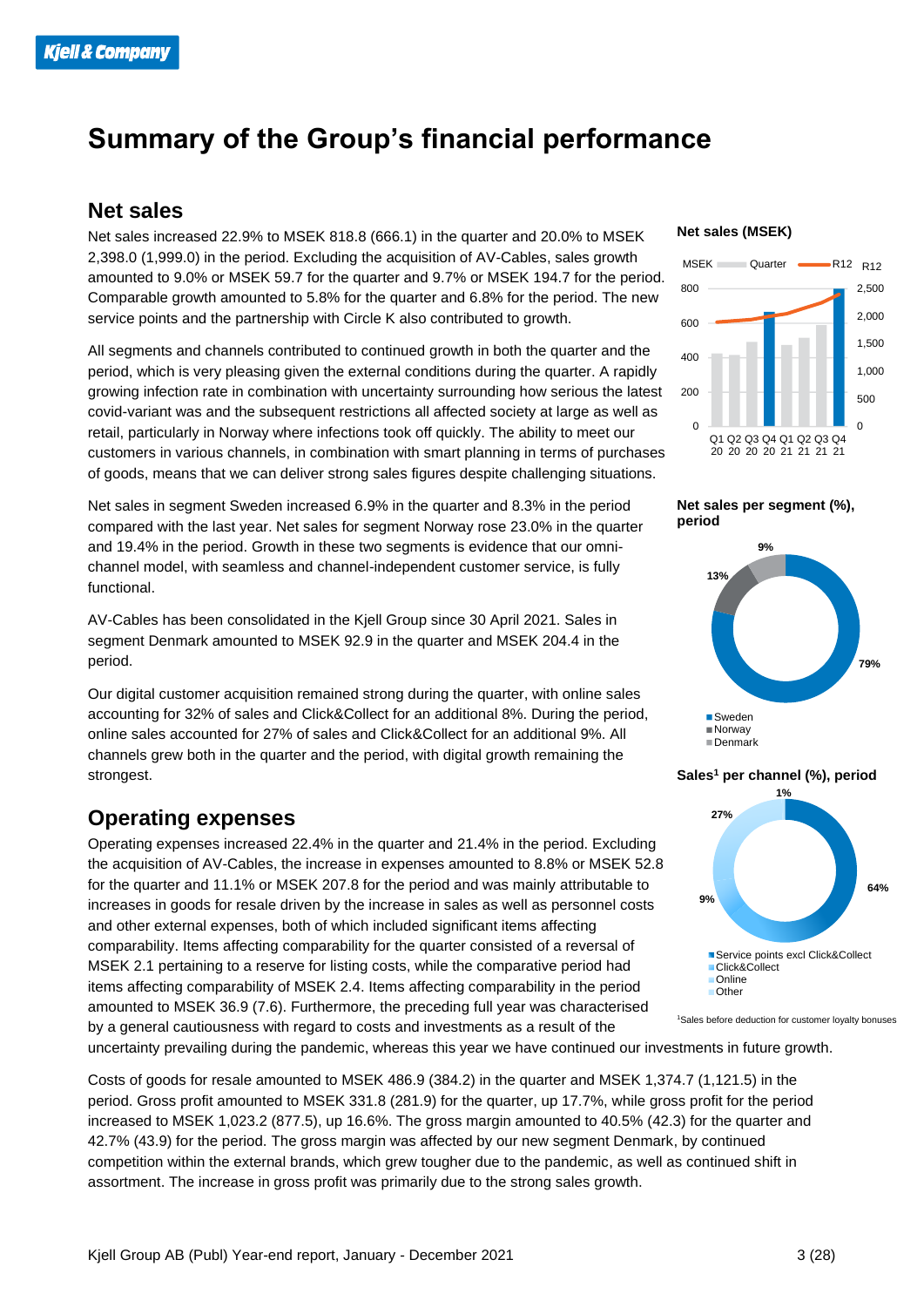# Summary of the Group's financial performance

## Net sales

Net sales increased 22.9% to MSEK 818.8 (666.1) in the quarter and 20.0% to MSEK 2,398.0 (1,999.0) in the period. Excluding the acquisition of AV-Cables, sales growth amounted to 9.0% or MSEK 59.7 for the quarter and 9.7% or MSEK 194.7 for the period. Comparable growth amounted to 5.8% for the quarter and 6.8% for the period. The new service points and the partnership with Circle K also contributed to growth.

All segments and channels contributed to continued growth in both the quarter and the period, which is very pleasing given the external conditions during the quarter. A rapidly growing infection rate in combination with uncertainty surrounding how serious the latest covid-variant was and the subsequent restrictions all affected society at large as well as retail, particularly in Norway where infections took off quickly. The ability to meet our customers in various channels, in combination with smart planning in terms of purchases of goods, means that we can deliver strong sales figures despite challenging situations.

Net sales in segment Sweden increased 6.9% in the quarter and 8.3% in the period compared with the last year. Net sales for segment Norway rose 23.0% in the quarter and 19.4% in the period. Growth in these two segments is evidence that our omni-channel model, with seamless and channel-independent customer service, is fully functional.

AV-Cables has been consolidated in the Kjell Group since 30 April 2021. Sales in segment Denmark amounted to MSEK 92.9 in the quarter and MSEK 204.4 in the period.

Our digital customer acquisition remained strong during the quarter, with online sales accounting for 32% of sales and Click&Collect for an additional 8%. During the period, online sales accounted for 27% of sales and Click&Collect for an additional 9%. All channels grew both in the quarter and the period, with digital growth remaining the strongest.

**Net sales (MSEK)**

MSEK
Quarter
R12
R12
800
600
400
200
0
2,500
2,000
1,500
1,000
500
0
Q1 20 Q2 20 Q3 20 Q4 20 Q1 21 Q2 21 Q3 21 Q4 21

**Net sales per segment (%), period**

9%
13%
79%
Sweden
Norway
Denmark

**Sales[1] per channel (%), period**

1%
27%
9%
64%
Service points excl Click&Collect
Click&Collect
Online
Other

[1]Sales before deduction for customer loyalty bonuses

## Operating expenses

Operating expenses increased 22.4% in the quarter and 21.4% in the period. Excluding the acquisition of AV-Cables, the increase in expenses amounted to 8.8% or MSEK 52.8 for the quarter and 11.1% or MSEK 207.8 for the period and was mainly attributable to increases in goods for resale driven by the increase in sales as well as personnel costs and other external expenses, both of which included significant items affecting comparability. Items affecting comparability for the quarter consisted of a reversal of MSEK 2.1 pertaining to a reserve for listing costs, while the comparative period had items affecting comparability of MSEK 2.4. Items affecting comparability in the period amounted to MSEK 36.9 (7.6). Furthermore, the preceding full year was characterised by a general cautiousness with regard to costs and investments as a result of the uncertainty prevailing during the pandemic, whereas this year we have continued our investments in future growth.

Costs of goods for resale amounted to MSEK 486.9 (384.2) in the quarter and MSEK 1,374.7 (1,121.5) in the period. Gross profit amounted to MSEK 331.8 (281.9) for the quarter, up 17.7%, while gross profit for the period increased to MSEK 1,023.2 (877.5), up 16.6%. The gross margin amounted to 40.5% (42.3) for the quarter and 42.7% (43.9) for the period. The gross margin was affected by our new segment Denmark, by continued competition within the external brands, which grew tougher due to the pandemic, as well as continued shift in assortment. The increase in gross profit was primarily due to the strong sales growth.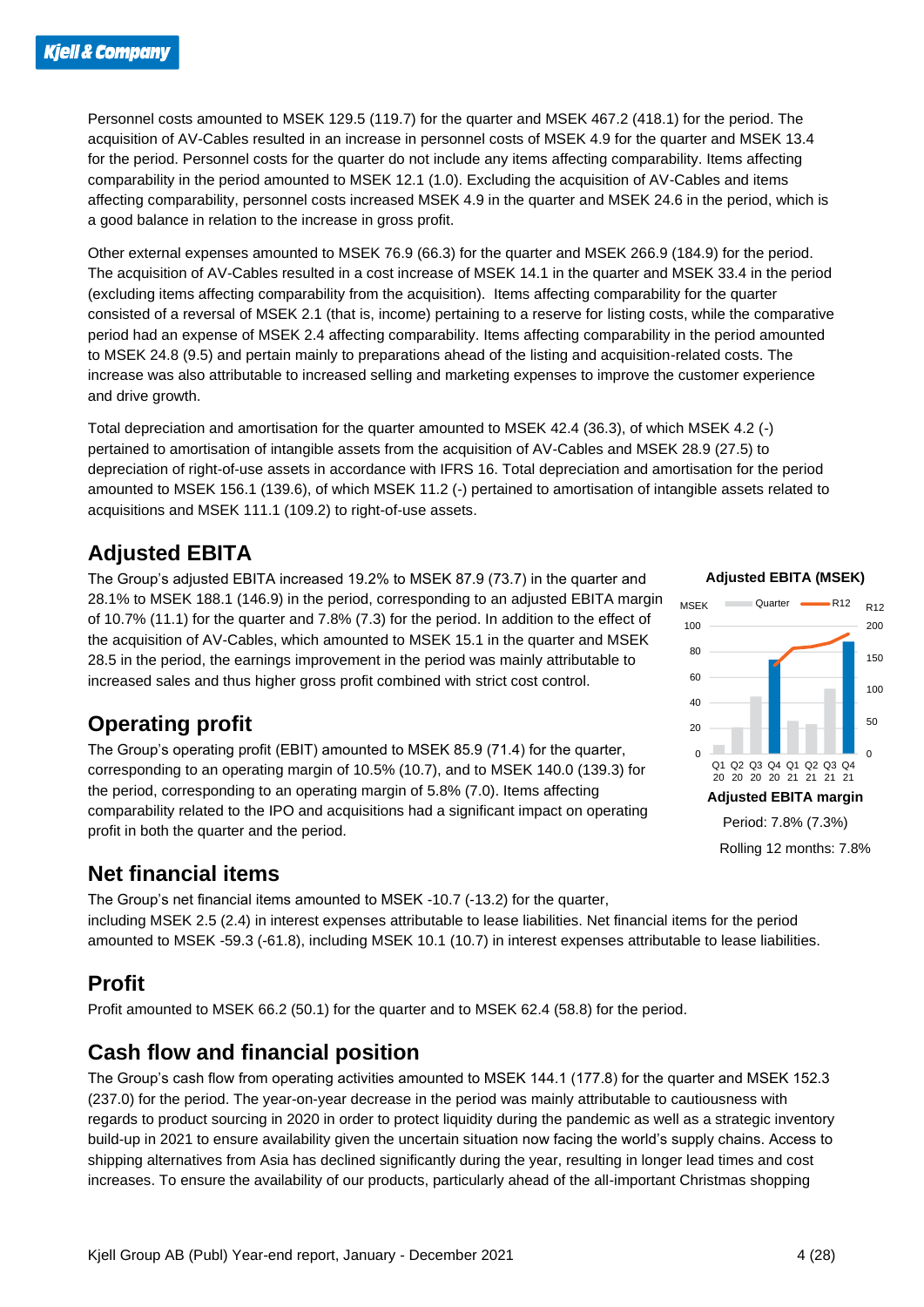Personnel costs amounted to MSEK 129.5 (119.7) for the quarter and MSEK 467.2 (418.1) for the period. The acquisition of AV-Cables resulted in an increase in personnel costs of MSEK 4.9 for the quarter and MSEK 13.4 for the period. Personnel costs for the quarter do not include any items affecting comparability. Items affecting comparability in the period amounted to MSEK 12.1 (1.0). Excluding the acquisition of AV-Cables and items affecting comparability, personnel costs increased MSEK 4.9 in the quarter and MSEK 24.6 in the period, which is a good balance in relation to the increase in gross profit.

Other external expenses amounted to MSEK 76.9 (66.3) for the quarter and MSEK 266.9 (184.9) for the period. The acquisition of AV-Cables resulted in a cost increase of MSEK 14.1 in the quarter and MSEK 33.4 in the period (excluding items affecting comparability from the acquisition). Items affecting comparability for the quarter consisted of a reversal of MSEK 2.1 (that is, income) pertaining to a reserve for listing costs, while the comparative period had an expense of MSEK 2.4 affecting comparability. Items affecting comparability in the period amounted to MSEK 24.8 (9.5) and pertain mainly to preparations ahead of the listing and acquisition-related costs. The increase was also attributable to increased selling and marketing expenses to improve the customer experience and drive growth.

Total depreciation and amortisation for the quarter amounted to MSEK 42.4 (36.3), of which MSEK 4.2 (-) pertained to amortisation of intangible assets from the acquisition of AV-Cables and MSEK 28.9 (27.5) to depreciation of right-of-use assets in accordance with IFRS 16. Total depreciation and amortisation for the period amounted to MSEK 156.1 (139.6), of which MSEK 11.2 (-) pertained to amortisation of intangible assets related to acquisitions and MSEK 111.1 (109.2) to right-of-use assets.

## Adjusted EBITA

The Group's adjusted EBITA increased 19.2% to MSEK 87.9 (73.7) in the quarter and 28.1% to MSEK 188.1 (146.9) in the period, corresponding to an adjusted EBITA margin of 10.7% (11.1) for the quarter and 7.8% (7.3) for the period. In addition to the effect of the acquisition of AV-Cables, which amounted to MSEK 15.1 in the quarter and MSEK 28.5 in the period, the earnings improvement in the period was mainly attributable to increased sales and thus higher gross profit combined with strict cost control.

**Adjusted EBITA (MSEK)**

MSEK Quarter R12 R12

100 80 60 40 20 0

200 150 100 50 0

Q1 20 Q2 20 Q3 20 Q4 20 Q1 21 Q2 21 Q3 21 Q4 21

**Adjusted EBITA margin**

Period: 7.8% (7.3%)

Rolling 12 months: 7.8%

## Operating profit

The Group's operating profit (EBIT) amounted to MSEK 85.9 (71.4) for the quarter, corresponding to an operating margin of 10.5% (10.7), and to MSEK 140.0 (139.3) for the period, corresponding to an operating margin of 5.8% (7.0). Items affecting comparability related to the IPO and acquisitions had a significant impact on operating profit in both the quarter and the period.

## Net financial items

The Group's net financial items amounted to MSEK -10.7 (-13.2) for the quarter, including MSEK 2.5 (2.4) in interest expenses attributable to lease liabilities. Net financial items for the period amounted to MSEK -59.3 (-61.8), including MSEK 10.1 (10.7) in interest expenses attributable to lease liabilities.

## Profit

Profit amounted to MSEK 66.2 (50.1) for the quarter and to MSEK 62.4 (58.8) for the period.

## Cash flow and financial position

The Group's cash flow from operating activities amounted to MSEK 144.1 (177.8) for the quarter and MSEK 152.3 (237.0) for the period. The year-on-year decrease in the period was mainly attributable to cautiousness with regards to product sourcing in 2020 in order to protect liquidity during the pandemic as well as a strategic inventory build-up in 2021 to ensure availability given the uncertain situation now facing the world's supply chains. Access to shipping alternatives from Asia has declined significantly during the year, resulting in longer lead times and cost increases. To ensure the availability of our products, particularly ahead of the all-important Christmas shopping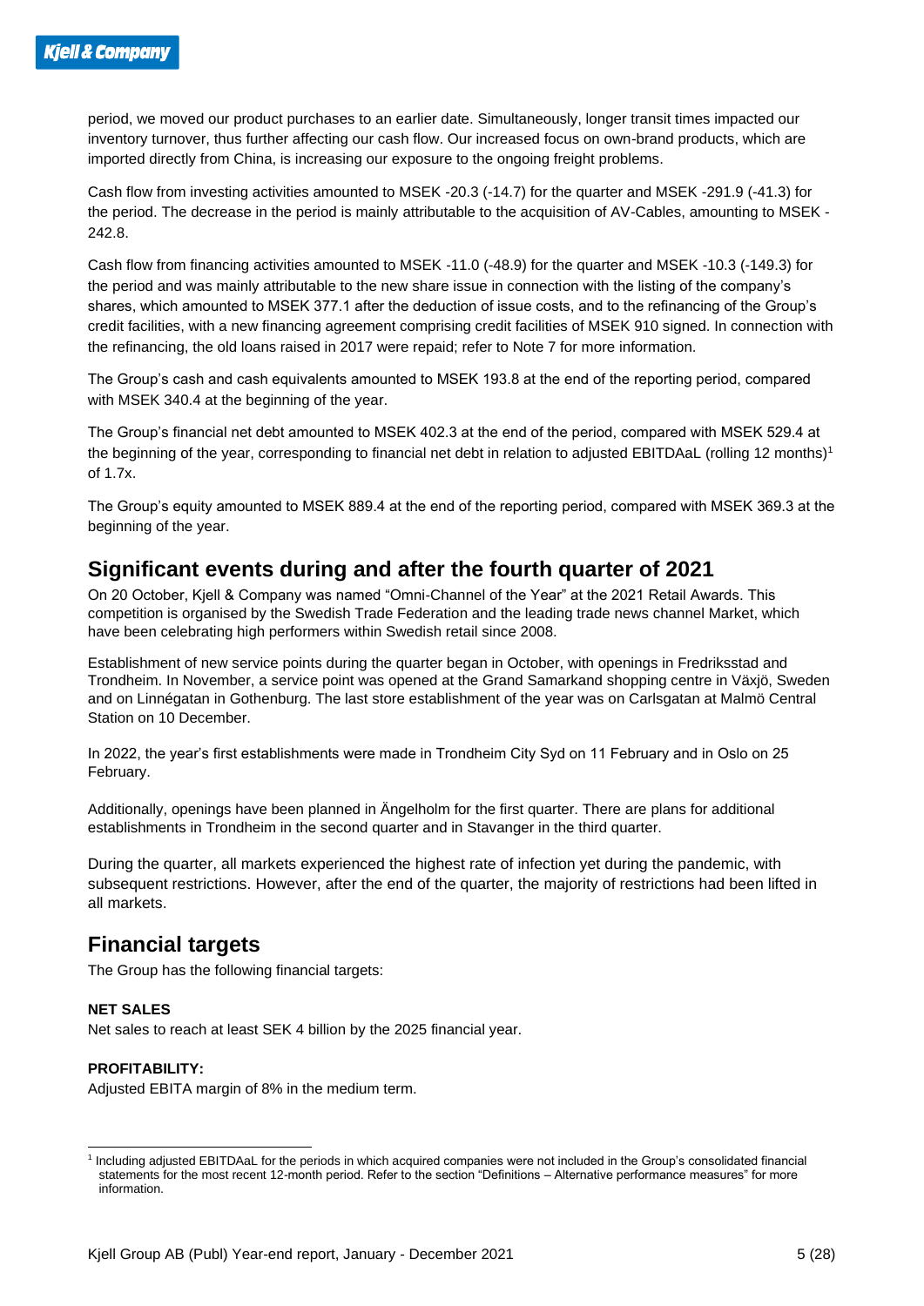period, we moved our product purchases to an earlier date. Simultaneously, longer transit times impacted our inventory turnover, thus further affecting our cash flow. Our increased focus on own-brand products, which are imported directly from China, is increasing our exposure to the ongoing freight problems.

Cash flow from investing activities amounted to MSEK -20.3 (-14.7) for the quarter and MSEK -291.9 (-41.3) for the period. The decrease in the period is mainly attributable to the acquisition of AV-Cables, amounting to MSEK -242.8.

Cash flow from financing activities amounted to MSEK -11.0 (-48.9) for the quarter and MSEK -10.3 (-149.3) for the period and was mainly attributable to the new share issue in connection with the listing of the company's shares, which amounted to MSEK 377.1 after the deduction of issue costs, and to the refinancing of the Group's credit facilities, with a new financing agreement comprising credit facilities of MSEK 910 signed. In connection with the refinancing, the old loans raised in 2017 were repaid; refer to Note 7 for more information.

The Group's cash and cash equivalents amounted to MSEK 193.8 at the end of the reporting period, compared with MSEK 340.4 at the beginning of the year.

The Group's financial net debt amounted to MSEK 402.3 at the end of the period, compared with MSEK 529.4 at the beginning of the year, corresponding to financial net debt in relation to adjusted EBITDAaL (rolling 12 months)[1] of 1.7x.

The Group's equity amounted to MSEK 889.4 at the end of the reporting period, compared with MSEK 369.3 at the beginning of the year.

## Significant events during and after the fourth quarter of 2021

On 20 October, Kjell & Company was named "Omni-Channel of the Year" at the 2021 Retail Awards. This competition is organised by the Swedish Trade Federation and the leading trade news channel Market, which have been celebrating high performers within Swedish retail since 2008.

Establishment of new service points during the quarter began in October, with openings in Fredriksstad and Trondheim. In November, a service point was opened at the Grand Samarkand shopping centre in Växjö, Sweden and on Linnégatan in Gothenburg. The last store establishment of the year was on Carlsgatan at Malmö Central Station on 10 December.

In 2022, the year's first establishments were made in Trondheim City Syd on 11 February and in Oslo on 25 February.

Additionally, openings have been planned in Ängelholm for the first quarter. There are plans for additional establishments in Trondheim in the second quarter and in Stavanger in the third quarter.

During the quarter, all markets experienced the highest rate of infection yet during the pandemic, with subsequent restrictions. However, after the end of the quarter, the majority of restrictions had been lifted in all markets.

## Financial targets

The Group has the following financial targets:

**NET SALES**

Net sales to reach at least SEK 4 billion by the 2025 financial year.

**PROFITABILITY:**

Adjusted EBITA margin of 8% in the medium term.

---

[1] Including adjusted EBITDAaL for the periods in which acquired companies were not included in the Group's consolidated financial statements for the most recent 12-month period. Refer to the section "Definitions – Alternative performance measures" for more information.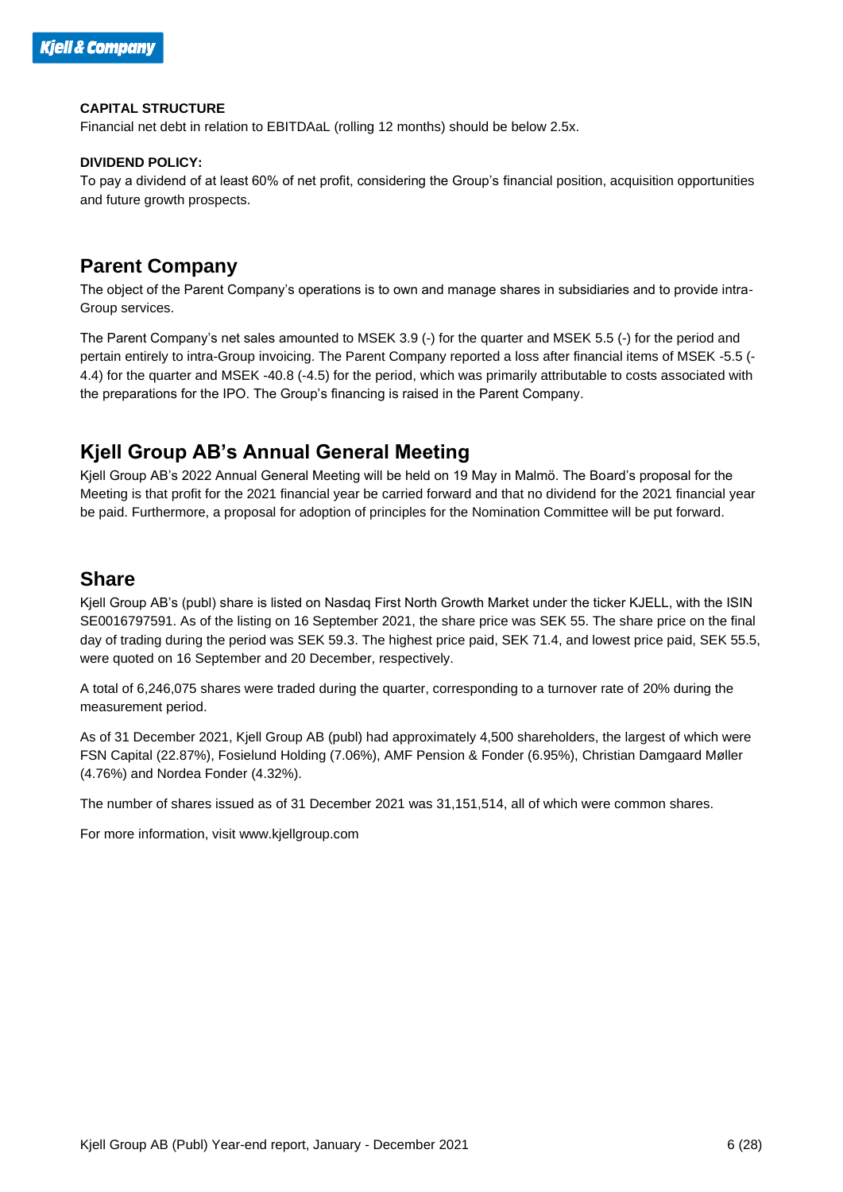**CAPITAL STRUCTURE**

Financial net debt in relation to EBITDAaL (rolling 12 months) should be below 2.5x.

**DIVIDEND POLICY:**

To pay a dividend of at least 60% of net profit, considering the Group's financial position, acquisition opportunities and future growth prospects.

## Parent Company

The object of the Parent Company's operations is to own and manage shares in subsidiaries and to provide intra-Group services.

The Parent Company's net sales amounted to MSEK 3.9 (-) for the quarter and MSEK 5.5 (-) for the period and pertain entirely to intra-Group invoicing. The Parent Company reported a loss after financial items of MSEK -5.5 (-4.4) for the quarter and MSEK -40.8 (-4.5) for the period, which was primarily attributable to costs associated with the preparations for the IPO. The Group's financing is raised in the Parent Company.

## Kjell Group AB's Annual General Meeting

Kjell Group AB's 2022 Annual General Meeting will be held on 19 May in Malmö. The Board's proposal for the Meeting is that profit for the 2021 financial year be carried forward and that no dividend for the 2021 financial year be paid. Furthermore, a proposal for adoption of principles for the Nomination Committee will be put forward.

## Share

Kjell Group AB's (publ) share is listed on Nasdaq First North Growth Market under the ticker KJELL, with the ISIN SE0016797591. As of the listing on 16 September 2021, the share price was SEK 55. The share price on the final day of trading during the period was SEK 59.3. The highest price paid, SEK 71.4, and lowest price paid, SEK 55.5, were quoted on 16 September and 20 December, respectively.

A total of 6,246,075 shares were traded during the quarter, corresponding to a turnover rate of 20% during the measurement period.

As of 31 December 2021, Kjell Group AB (publ) had approximately 4,500 shareholders, the largest of which were FSN Capital (22.87%), Fosielund Holding (7.06%), AMF Pension & Fonder (6.95%), Christian Damgaard Møller (4.76%) and Nordea Fonder (4.32%).

The number of shares issued as of 31 December 2021 was 31,151,514, all of which were common shares.

For more information, visit www.kjellgroup.com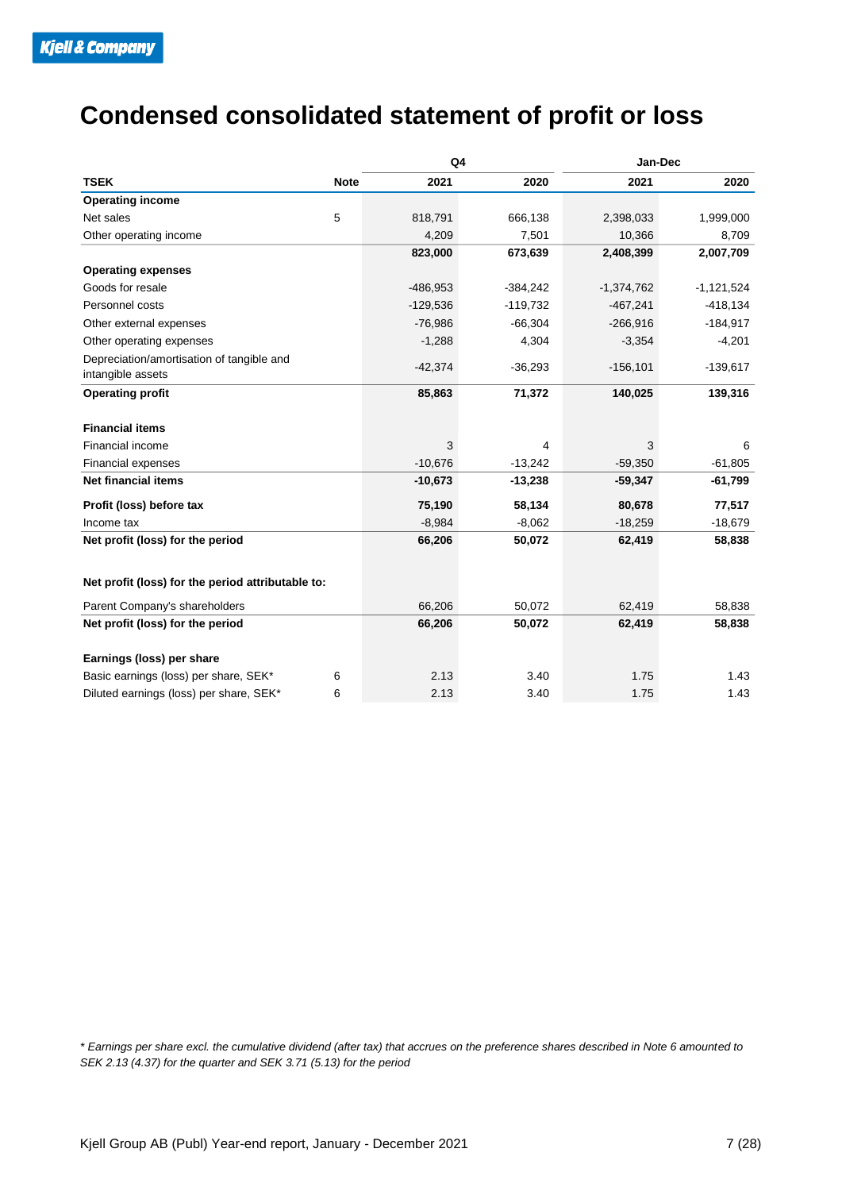# Condensed consolidated statement of profit or loss

| | | Q4 | | Jan-Dec | |
|---|---|---|---|---|---|
| **TSEK** | **Note** | **2021** | **2020** | **2021** | **2020** |
| **Operating income** | | | | | |
| Net sales | 5 | 818,791 | 666,138 | 2,398,033 | 1,999,000 |
| Other operating income | | 4,209 | 7,501 | 10,366 | 8,709 |
| | | **823,000** | **673,639** | **2,408,399** | **2,007,709** |
| **Operating expenses** | | | | | |
| Goods for resale | | -486,953 | -384,242 | -1,374,762 | -1,121,524 |
| Personnel costs | | -129,536 | -119,732 | -467,241 | -418,134 |
| Other external expenses | | -76,986 | -66,304 | -266,916 | -184,917 |
| Other operating expenses | | -1,288 | 4,304 | -3,354 | -4,201 |
| Depreciation/amortisation of tangible and intangible assets | | -42,374 | -36,293 | -156,101 | -139,617 |
| **Operating profit** | | **85,863** | **71,372** | **140,025** | **139,316** |
| | | | | | |
| **Financial items** | | | | | |
| Financial income | | 3 | 4 | 3 | 6 |
| Financial expenses | | -10,676 | -13,242 | -59,350 | -61,805 |
| **Net financial items** | | **-10,673** | **-13,238** | **-59,347** | **-61,799** |
| **Profit (loss) before tax** | | **75,190** | **58,134** | **80,678** | **77,517** |
| Income tax | | -8,984 | -8,062 | -18,259 | -18,679 |
| **Net profit (loss) for the period** | | **66,206** | **50,072** | **62,419** | **58,838** |
| | | | | | |
| **Net profit (loss) for the period attributable to:** | | | | | |
| Parent Company's shareholders | | 66,206 | 50,072 | 62,419 | 58,838 |
| **Net profit (loss) for the period** | | **66,206** | **50,072** | **62,419** | **58,838** |
| | | | | | |
| **Earnings (loss) per share** | | | | | |
| Basic earnings (loss) per share, SEK* | 6 | 2.13 | 3.40 | 1.75 | 1.43 |
| Diluted earnings (loss) per share, SEK* | 6 | 2.13 | 3.40 | 1.75 | 1.43 |

*\* Earnings per share excl. the cumulative dividend (after tax) that accrues on the preference shares described in Note 6 amounted to SEK 2.13 (4.37) for the quarter and SEK 3.71 (5.13) for the period*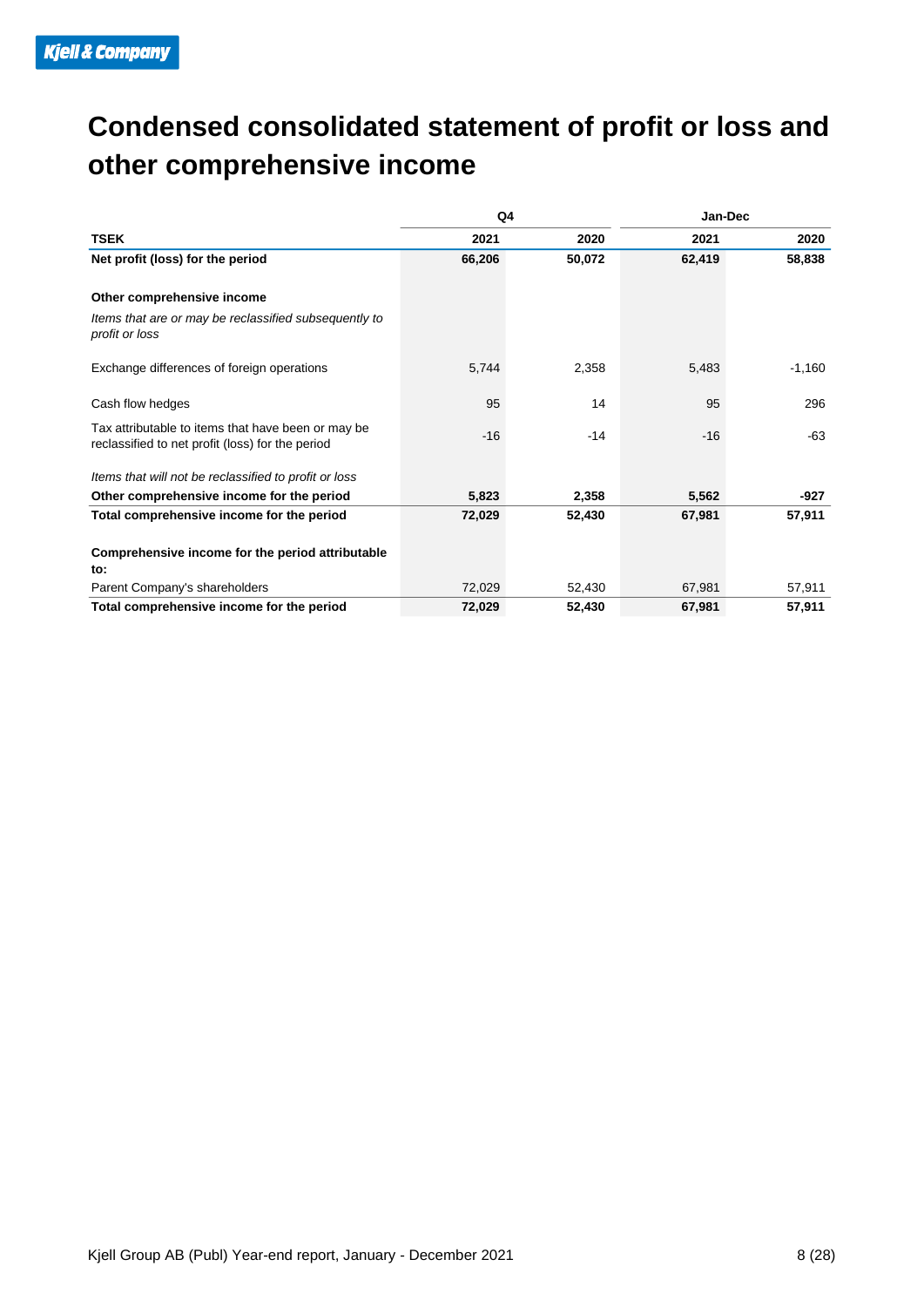# Condensed consolidated statement of profit or loss and other comprehensive income

| | Q4 | | Jan-Dec | |
|---|---|---|---|---|
| **TSEK** | **2021** | **2020** | **2021** | **2020** |
| **Net profit (loss) for the period** | **66,206** | **50,072** | **62,419** | **58,838** |
| | | | | |
| **Other comprehensive income** | | | | |
| *Items that are or may be reclassified subsequently to profit or loss* | | | | |
| Exchange differences of foreign operations | 5,744 | 2,358 | 5,483 | -1,160 |
| Cash flow hedges | 95 | 14 | 95 | 296 |
| Tax attributable to items that have been or may be reclassified to net profit (loss) for the period | -16 | -14 | -16 | -63 |
| *Items that will not be reclassified to profit or loss* | | | | |
| **Other comprehensive income for the period** | **5,823** | **2,358** | **5,562** | **-927** |
| **Total comprehensive income for the period** | **72,029** | **52,430** | **67,981** | **57,911** |
| | | | | |
| **Comprehensive income for the period attributable to:** | | | | |
| Parent Company's shareholders | 72,029 | 52,430 | 67,981 | 57,911 |
| **Total comprehensive income for the period** | **72,029** | **52,430** | **67,981** | **57,911** |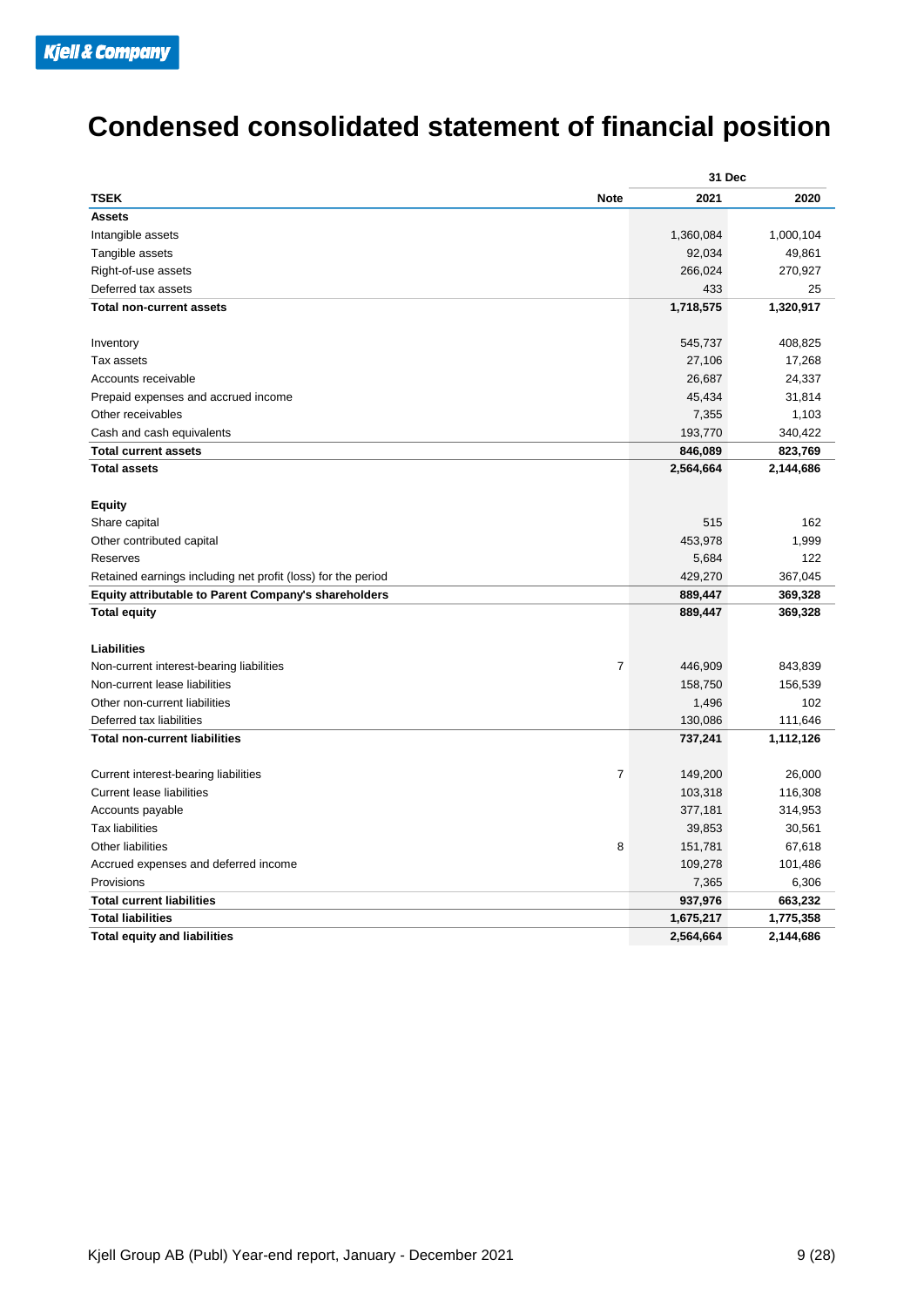# Condensed consolidated statement of financial position

| TSEK | Note | 31 Dec 2021 | 31 Dec 2020 |
|---|---|---|---|
| **Assets** | | | |
| Intangible assets | | 1,360,084 | 1,000,104 |
| Tangible assets | | 92,034 | 49,861 |
| Right-of-use assets | | 266,024 | 270,927 |
| Deferred tax assets | | 433 | 25 |
| **Total non-current assets** | | **1,718,575** | **1,320,917** |
| | | | |
| Inventory | | 545,737 | 408,825 |
| Tax assets | | 27,106 | 17,268 |
| Accounts receivable | | 26,687 | 24,337 |
| Prepaid expenses and accrued income | | 45,434 | 31,814 |
| Other receivables | | 7,355 | 1,103 |
| Cash and cash equivalents | | 193,770 | 340,422 |
| **Total current assets** | | **846,089** | **823,769** |
| **Total assets** | | **2,564,664** | **2,144,686** |
| | | | |
| **Equity** | | | |
| Share capital | | 515 | 162 |
| Other contributed capital | | 453,978 | 1,999 |
| Reserves | | 5,684 | 122 |
| Retained earnings including net profit (loss) for the period | | 429,270 | 367,045 |
| **Equity attributable to Parent Company's shareholders** | | **889,447** | **369,328** |
| **Total equity** | | **889,447** | **369,328** |
| | | | |
| **Liabilities** | | | |
| Non-current interest-bearing liabilities | 7 | 446,909 | 843,839 |
| Non-current lease liabilities | | 158,750 | 156,539 |
| Other non-current liabilities | | 1,496 | 102 |
| Deferred tax liabilities | | 130,086 | 111,646 |
| **Total non-current liabilities** | | **737,241** | **1,112,126** |
| | | | |
| Current interest-bearing liabilities | 7 | 149,200 | 26,000 |
| Current lease liabilities | | 103,318 | 116,308 |
| Accounts payable | | 377,181 | 314,953 |
| Tax liabilities | | 39,853 | 30,561 |
| Other liabilities | 8 | 151,781 | 67,618 |
| Accrued expenses and deferred income | | 109,278 | 101,486 |
| Provisions | | 7,365 | 6,306 |
| **Total current liabilities** | | **937,976** | **663,232** |
| **Total liabilities** | | **1,675,217** | **1,775,358** |
| **Total equity and liabilities** | | **2,564,664** | **2,144,686** |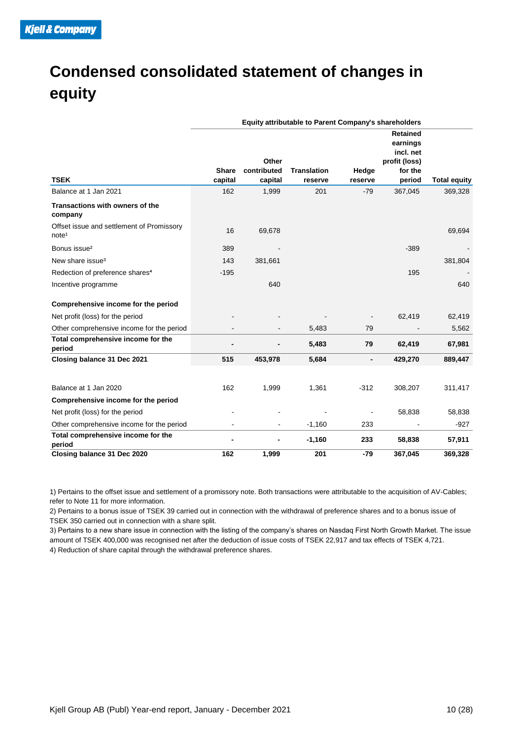# Condensed consolidated statement of changes in equity

| | Equity attributable to Parent Company's shareholders | | | | | |
|---|---|---|---|---|---|---|
| **TSEK** | **Share capital** | **Other contributed capital** | **Translation reserve** | **Hedge reserve** | **Retained earnings incl. net profit (loss) for the period** | **Total equity** |
| Balance at 1 Jan 2021 | 162 | 1,999 | 201 | -79 | 367,045 | 369,328 |
| **Transactions with owners of the company** | | | | | | |
| Offset issue and settlement of Promissory note[1] | 16 | 69,678 | | | | 69,694 |
| Bonus issue[2] | 389 | - | | | -389 | - |
| New share issue[3] | 143 | 381,661 | | | | 381,804 |
| Redection of preference shares[4] | -195 | | | | 195 | - |
| Incentive programme | | 640 | | | | 640 |
| **Comprehensive income for the period** | | | | | | |
| Net profit (loss) for the period | - | - | - | - | 62,419 | 62,419 |
| Other comprehensive income for the period | - | - | 5,483 | 79 | - | 5,562 |
| **Total comprehensive income for the period** | **-** | **-** | **5,483** | **79** | **62,419** | **67,981** |
| **Closing balance 31 Dec 2021** | **515** | **453,978** | **5,684** | **-** | **429,270** | **889,447** |
| | | | | | | |
| Balance at 1 Jan 2020 | 162 | 1,999 | 1,361 | -312 | 308,207 | 311,417 |
| **Comprehensive income for the period** | | | | | | |
| Net profit (loss) for the period | - | - | - | - | 58,838 | 58,838 |
| Other comprehensive income for the period | - | - | -1,160 | 233 | - | -927 |
| **Total comprehensive income for the period** | **-** | **-** | **-1,160** | **233** | **58,838** | **57,911** |
| **Closing balance 31 Dec 2020** | **162** | **1,999** | **201** | **-79** | **367,045** | **369,328** |

1) Pertains to the offset issue and settlement of a promissory note. Both transactions were attributable to the acquisition of AV-Cables; refer to Note 11 for more information.

2) Pertains to a bonus issue of TSEK 39 carried out in connection with the withdrawal of preference shares and to a bonus issue of TSEK 350 carried out in connection with a share split.

3) Pertains to a new share issue in connection with the listing of the company's shares on Nasdaq First North Growth Market. The issue amount of TSEK 400,000 was recognised net after the deduction of issue costs of TSEK 22,917 and tax effects of TSEK 4,721.

4) Reduction of share capital through the withdrawal preference shares.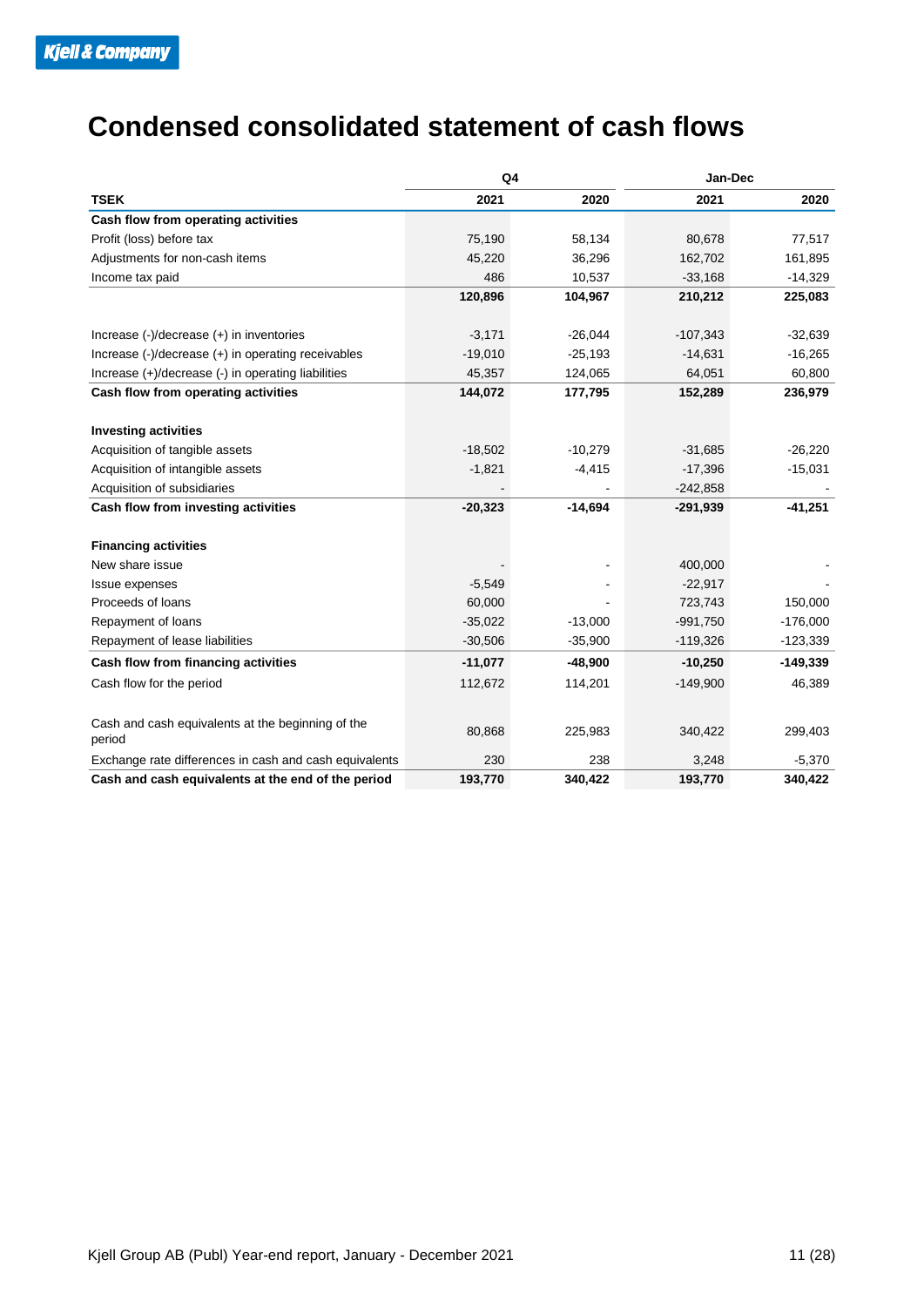# Condensed consolidated statement of cash flows

| | Q4 | | Jan-Dec | |
|---|---|---|---|---|
| **TSEK** | **2021** | **2020** | **2021** | **2020** |
| **Cash flow from operating activities** | | | | |
| Profit (loss) before tax | 75,190 | 58,134 | 80,678 | 77,517 |
| Adjustments for non-cash items | 45,220 | 36,296 | 162,702 | 161,895 |
| Income tax paid | 486 | 10,537 | -33,168 | -14,329 |
| | **120,896** | **104,967** | **210,212** | **225,083** |
| Increase (-)/decrease (+) in inventories | -3,171 | -26,044 | -107,343 | -32,639 |
| Increase (-)/decrease (+) in operating receivables | -19,010 | -25,193 | -14,631 | -16,265 |
| Increase (+)/decrease (-) in operating liabilities | 45,357 | 124,065 | 64,051 | 60,800 |
| **Cash flow from operating activities** | **144,072** | **177,795** | **152,289** | **236,979** |
| **Investing activities** | | | | |
| Acquisition of tangible assets | -18,502 | -10,279 | -31,685 | -26,220 |
| Acquisition of intangible assets | -1,821 | -4,415 | -17,396 | -15,031 |
| Acquisition of subsidiaries | - | - | -242,858 | - |
| **Cash flow from investing activities** | **-20,323** | **-14,694** | **-291,939** | **-41,251** |
| **Financing activities** | | | | |
| New share issue | - | - | 400,000 | - |
| Issue expenses | -5,549 | - | -22,917 | - |
| Proceeds of loans | 60,000 | - | 723,743 | 150,000 |
| Repayment of loans | -35,022 | -13,000 | -991,750 | -176,000 |
| Repayment of lease liabilities | -30,506 | -35,900 | -119,326 | -123,339 |
| **Cash flow from financing activities** | **-11,077** | **-48,900** | **-10,250** | **-149,339** |
| Cash flow for the period | 112,672 | 114,201 | -149,900 | 46,389 |
| Cash and cash equivalents at the beginning of the period | 80,868 | 225,983 | 340,422 | 299,403 |
| Exchange rate differences in cash and cash equivalents | 230 | 238 | 3,248 | -5,370 |
| **Cash and cash equivalents at the end of the period** | **193,770** | **340,422** | **193,770** | **340,422** |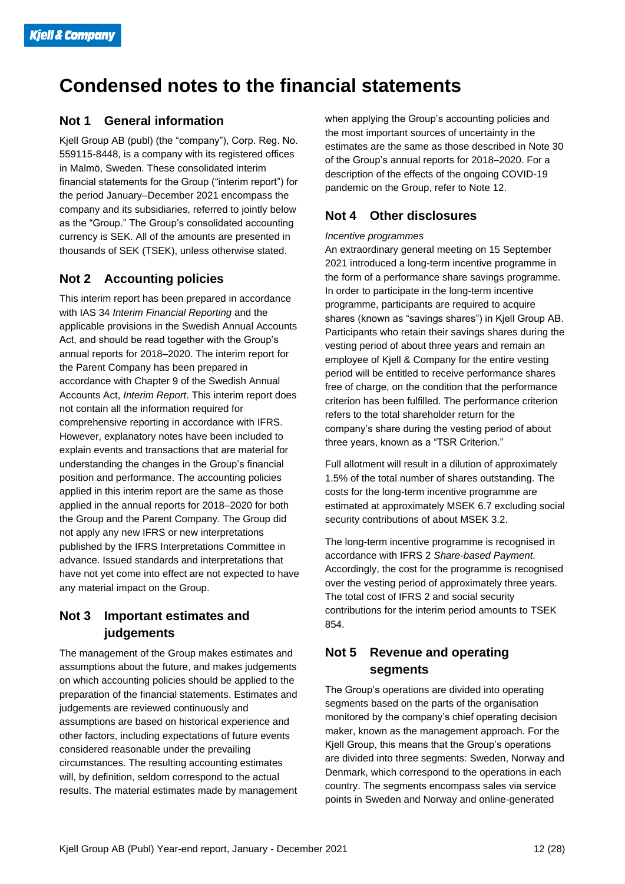# Condensed notes to the financial statements

## Not 1 General information

Kjell Group AB (publ) (the "company"), Corp. Reg. No. 559115-8448, is a company with its registered offices in Malmö, Sweden. These consolidated interim financial statements for the Group ("interim report") for the period January–December 2021 encompass the company and its subsidiaries, referred to jointly below as the "Group." The Group's consolidated accounting currency is SEK. All of the amounts are presented in thousands of SEK (TSEK), unless otherwise stated.

## Not 2 Accounting policies

This interim report has been prepared in accordance with IAS 34 *Interim Financial Reporting* and the applicable provisions in the Swedish Annual Accounts Act, and should be read together with the Group's annual reports for 2018–2020. The interim report for the Parent Company has been prepared in accordance with Chapter 9 of the Swedish Annual Accounts Act, *Interim Report*. This interim report does not contain all the information required for comprehensive reporting in accordance with IFRS. However, explanatory notes have been included to explain events and transactions that are material for understanding the changes in the Group's financial position and performance. The accounting policies applied in this interim report are the same as those applied in the annual reports for 2018–2020 for both the Group and the Parent Company. The Group did not apply any new IFRS or new interpretations published by the IFRS Interpretations Committee in advance. Issued standards and interpretations that have not yet come into effect are not expected to have any material impact on the Group.

## Not 3 Important estimates and judgements

The management of the Group makes estimates and assumptions about the future, and makes judgements on which accounting policies should be applied to the preparation of the financial statements. Estimates and judgements are reviewed continuously and assumptions are based on historical experience and other factors, including expectations of future events considered reasonable under the prevailing circumstances. The resulting accounting estimates will, by definition, seldom correspond to the actual results. The material estimates made by management when applying the Group's accounting policies and the most important sources of uncertainty in the estimates are the same as those described in Note 30 of the Group's annual reports for 2018–2020. For a description of the effects of the ongoing COVID-19 pandemic on the Group, refer to Note 12.

## Not 4 Other disclosures

*Incentive programmes*

An extraordinary general meeting on 15 September 2021 introduced a long-term incentive programme in the form of a performance share savings programme. In order to participate in the long-term incentive programme, participants are required to acquire shares (known as "savings shares") in Kjell Group AB. Participants who retain their savings shares during the vesting period of about three years and remain an employee of Kjell & Company for the entire vesting period will be entitled to receive performance shares free of charge, on the condition that the performance criterion has been fulfilled. The performance criterion refers to the total shareholder return for the company's share during the vesting period of about three years, known as a "TSR Criterion."

Full allotment will result in a dilution of approximately 1.5% of the total number of shares outstanding. The costs for the long-term incentive programme are estimated at approximately MSEK 6.7 excluding social security contributions of about MSEK 3.2.

The long-term incentive programme is recognised in accordance with IFRS 2 *Share-based Payment.* Accordingly, the cost for the programme is recognised over the vesting period of approximately three years. The total cost of IFRS 2 and social security contributions for the interim period amounts to TSEK 854.

## Not 5 Revenue and operating segments

The Group's operations are divided into operating segments based on the parts of the organisation monitored by the company's chief operating decision maker, known as the management approach. For the Kjell Group, this means that the Group's operations are divided into three segments: Sweden, Norway and Denmark, which correspond to the operations in each country. The segments encompass sales via service points in Sweden and Norway and online-generated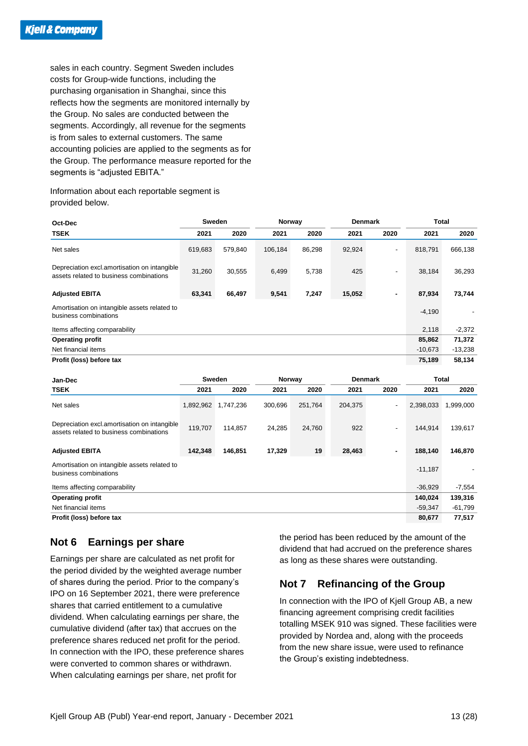sales in each country. Segment Sweden includes costs for Group-wide functions, including the purchasing organisation in Shanghai, since this reflects how the segments are monitored internally by the Group. No sales are conducted between the segments. Accordingly, all revenue for the segments is from sales to external customers. The same accounting policies are applied to the segments as for the Group. The performance measure reported for the segments is "adjusted EBITA."

Information about each reportable segment is provided below.

| Oct-Dec | Sweden | | Norway | | Denmark | | Total | |
|---|---|---|---|---|---|---|---|---|
| **TSEK** | **2021** | **2020** | **2021** | **2020** | **2021** | **2020** | **2021** | **2020** |
| Net sales | 619,683 | 579,840 | 106,184 | 86,298 | 92,924 | - | 818,791 | 666,138 |
| Depreciation excl.amortisation on intangible assets related to business combinations | 31,260 | 30,555 | 6,499 | 5,738 | 425 | - | 38,184 | 36,293 |
| **Adjusted EBITA** | **63,341** | **66,497** | **9,541** | **7,247** | **15,052** | **-** | **87,934** | **73,744** |
| Amortisation on intangible assets related to business combinations | | | | | | | -4,190 | - |
| Items affecting comparability | | | | | | | 2,118 | -2,372 |
| **Operating profit** | | | | | | | **85,862** | **71,372** |
| Net financial items | | | | | | | -10,673 | -13,238 |
| **Profit (loss) before tax** | | | | | | | **75,189** | **58,134** |

| Jan-Dec | Sweden | | Norway | | Denmark | | Total | |
|---|---|---|---|---|---|---|---|---|
| **TSEK** | **2021** | **2020** | **2021** | **2020** | **2021** | **2020** | **2021** | **2020** |
| Net sales | 1,892,962 | 1,747,236 | 300,696 | 251,764 | 204,375 | - | 2,398,033 | 1,999,000 |
| Depreciation excl.amortisation on intangible assets related to business combinations | 119,707 | 114,857 | 24,285 | 24,760 | 922 | - | 144,914 | 139,617 |
| **Adjusted EBITA** | **142,348** | **146,851** | **17,329** | **19** | **28,463** | **-** | **188,140** | **146,870** |
| Amortisation on intangible assets related to business combinations | | | | | | | -11,187 | - |
| Items affecting comparability | | | | | | | -36,929 | -7,554 |
| **Operating profit** | | | | | | | **140,024** | **139,316** |
| Net financial items | | | | | | | -59,347 | -61,799 |
| **Profit (loss) before tax** | | | | | | | **80,677** | **77,517** |

## Not 6 Earnings per share

Earnings per share are calculated as net profit for the period divided by the weighted average number of shares during the period. Prior to the company's IPO on 16 September 2021, there were preference shares that carried entitlement to a cumulative dividend. When calculating earnings per share, the cumulative dividend (after tax) that accrues on the preference shares reduced net profit for the period. In connection with the IPO, these preference shares were converted to common shares or withdrawn. When calculating earnings per share, net profit for the period has been reduced by the amount of the dividend that had accrued on the preference shares as long as these shares were outstanding.

## Not 7 Refinancing of the Group

In connection with the IPO of Kjell Group AB, a new financing agreement comprising credit facilities totalling MSEK 910 was signed. These facilities were provided by Nordea and, along with the proceeds from the new share issue, were used to refinance the Group's existing indebtedness.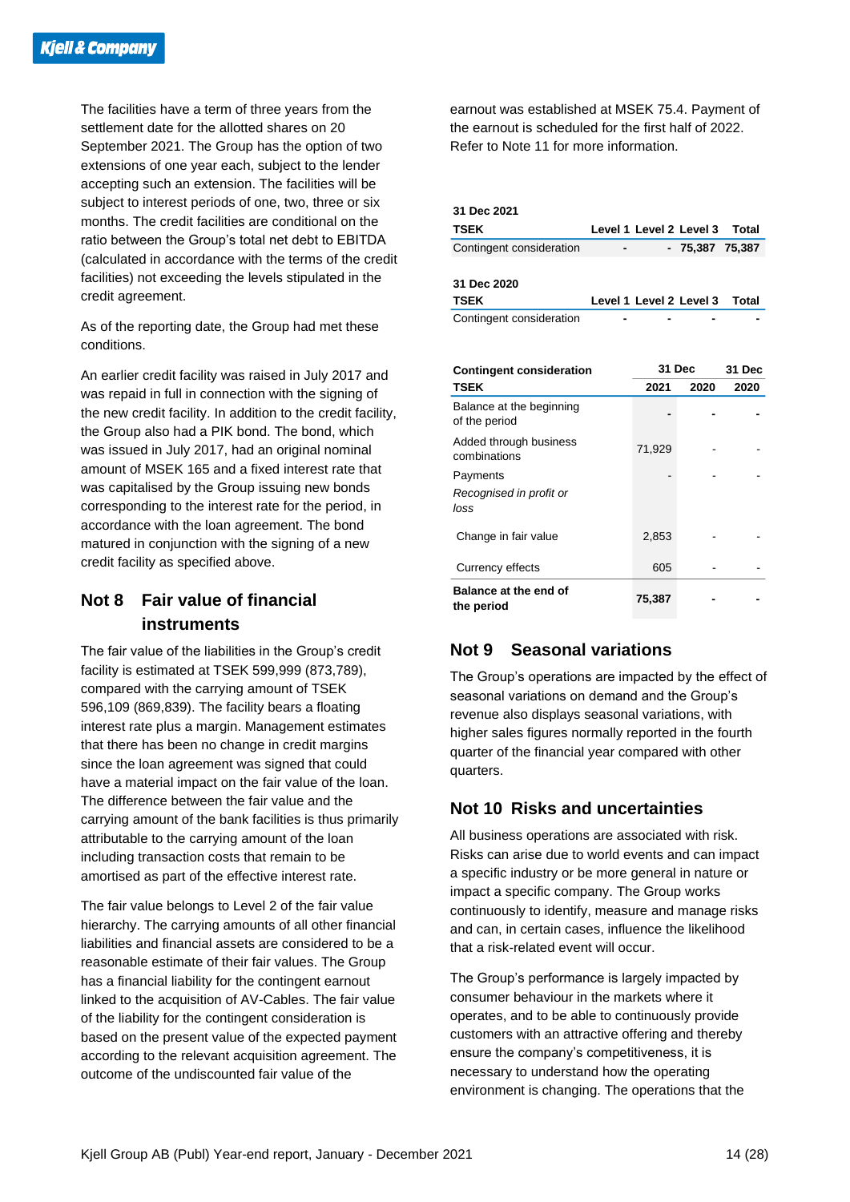The facilities have a term of three years from the settlement date for the allotted shares on 20 September 2021. The Group has the option of two extensions of one year each, subject to the lender accepting such an extension. The facilities will be subject to interest periods of one, two, three or six months. The credit facilities are conditional on the ratio between the Group's total net debt to EBITDA (calculated in accordance with the terms of the credit facilities) not exceeding the levels stipulated in the credit agreement.

As of the reporting date, the Group had met these conditions.

An earlier credit facility was raised in July 2017 and was repaid in full in connection with the signing of the new credit facility. In addition to the credit facility, the Group also had a PIK bond. The bond, which was issued in July 2017, had an original nominal amount of MSEK 165 and a fixed interest rate that was capitalised by the Group issuing new bonds corresponding to the interest rate for the period, in accordance with the loan agreement. The bond matured in conjunction with the signing of a new credit facility as specified above.

## Not 8 Fair value of financial instruments

The fair value of the liabilities in the Group's credit facility is estimated at TSEK 599,999 (873,789), compared with the carrying amount of TSEK 596,109 (869,839). The facility bears a floating interest rate plus a margin. Management estimates that there has been no change in credit margins since the loan agreement was signed that could have a material impact on the fair value of the loan. The difference between the fair value and the carrying amount of the bank facilities is thus primarily attributable to the carrying amount of the loan including transaction costs that remain to be amortised as part of the effective interest rate.

The fair value belongs to Level 2 of the fair value hierarchy. The carrying amounts of all other financial liabilities and financial assets are considered to be a reasonable estimate of their fair values. The Group has a financial liability for the contingent earnout linked to the acquisition of AV-Cables. The fair value of the liability for the contingent consideration is based on the present value of the expected payment according to the relevant acquisition agreement. The outcome of the undiscounted fair value of the earnout was established at MSEK 75.4. Payment of the earnout is scheduled for the first half of 2022. Refer to Note 11 for more information.

**31 Dec 2021**

| TSEK | Level 1 | Level 2 | Level 3 | Total |
|---|---|---|---|---|
| Contingent consideration | - | - | 75,387 | 75,387 |

**31 Dec 2020**

| TSEK | Level 1 | Level 2 | Level 3 | Total |
|---|---|---|---|---|
| Contingent consideration | - | - | - | - |

| Contingent consideration | 31 Dec | | 31 Dec |
|---|---|---|---|
| TSEK | 2021 | 2020 | 2020 |
| Balance at the beginning of the period | - | - | - |
| Added through business combinations | 71,929 | - | - |
| Payments | - | - | - |
| *Recognised in profit or loss* | | | |
| Change in fair value | 2,853 | - | - |
| Currency effects | 605 | - | - |
| **Balance at the end of the period** | **75,387** | **-** | **-** |

## Not 9 Seasonal variations

The Group's operations are impacted by the effect of seasonal variations on demand and the Group's revenue also displays seasonal variations, with higher sales figures normally reported in the fourth quarter of the financial year compared with other quarters.

## Not 10 Risks and uncertainties

All business operations are associated with risk. Risks can arise due to world events and can impact a specific industry or be more general in nature or impact a specific company. The Group works continuously to identify, measure and manage risks and can, in certain cases, influence the likelihood that a risk-related event will occur.

The Group's performance is largely impacted by consumer behaviour in the markets where it operates, and to be able to continuously provide customers with an attractive offering and thereby ensure the company's competitiveness, it is necessary to understand how the operating environment is changing. The operations that the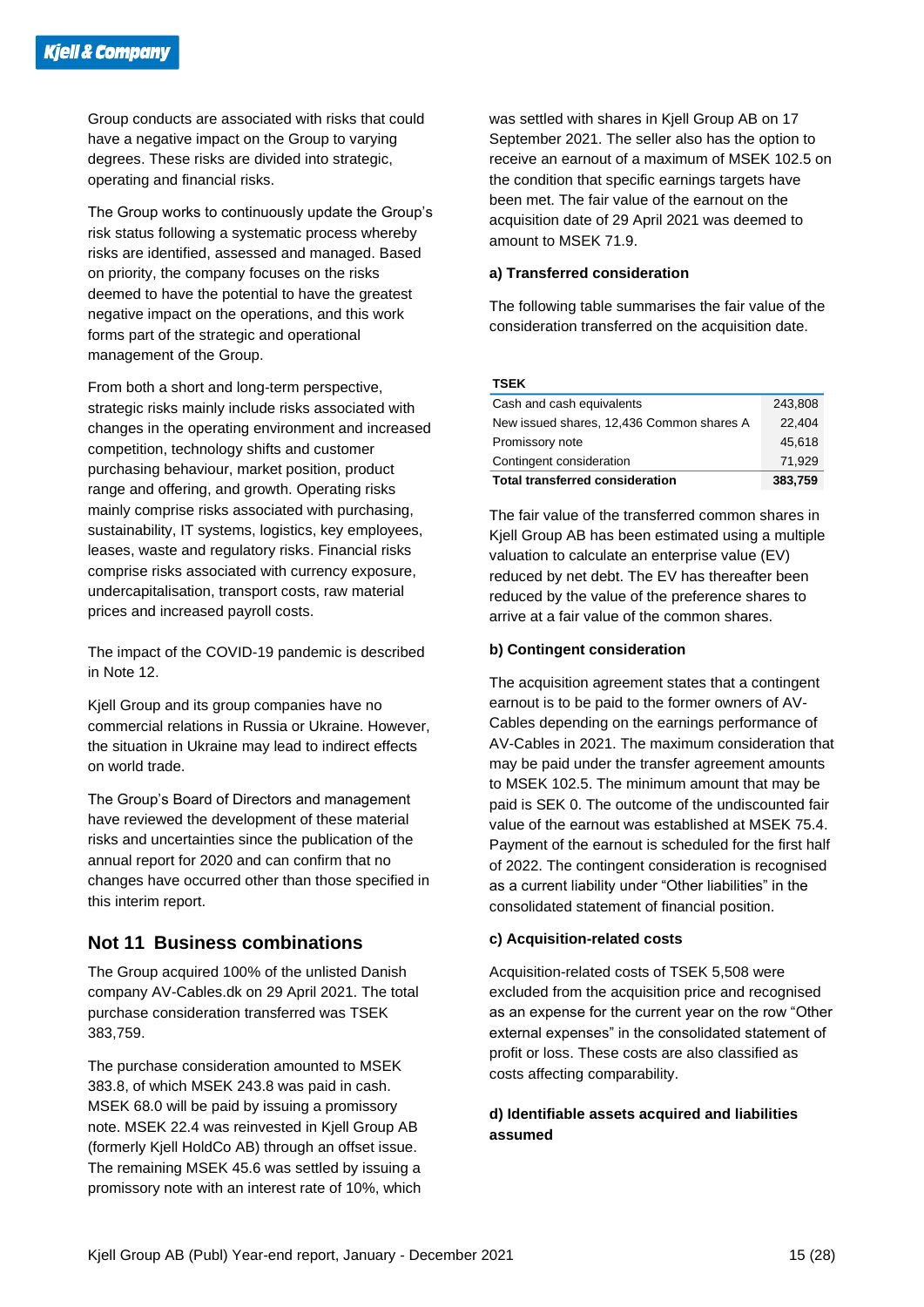Group conducts are associated with risks that could have a negative impact on the Group to varying degrees. These risks are divided into strategic, operating and financial risks.

The Group works to continuously update the Group's risk status following a systematic process whereby risks are identified, assessed and managed. Based on priority, the company focuses on the risks deemed to have the potential to have the greatest negative impact on the operations, and this work forms part of the strategic and operational management of the Group.

From both a short and long-term perspective, strategic risks mainly include risks associated with changes in the operating environment and increased competition, technology shifts and customer purchasing behaviour, market position, product range and offering, and growth. Operating risks mainly comprise risks associated with purchasing, sustainability, IT systems, logistics, key employees, leases, waste and regulatory risks. Financial risks comprise risks associated with currency exposure, undercapitalisation, transport costs, raw material prices and increased payroll costs.

The impact of the COVID-19 pandemic is described in Note 12.

Kjell Group and its group companies have no commercial relations in Russia or Ukraine. However, the situation in Ukraine may lead to indirect effects on world trade.

The Group's Board of Directors and management have reviewed the development of these material risks and uncertainties since the publication of the annual report for 2020 and can confirm that no changes have occurred other than those specified in this interim report.

## Not 11 Business combinations

The Group acquired 100% of the unlisted Danish company AV-Cables.dk on 29 April 2021. The total purchase consideration transferred was TSEK 383,759.

The purchase consideration amounted to MSEK 383.8, of which MSEK 243.8 was paid in cash. MSEK 68.0 will be paid by issuing a promissory note. MSEK 22.4 was reinvested in Kjell Group AB (formerly Kjell HoldCo AB) through an offset issue. The remaining MSEK 45.6 was settled by issuing a promissory note with an interest rate of 10%, which was settled with shares in Kjell Group AB on 17 September 2021. The seller also has the option to receive an earnout of a maximum of MSEK 102.5 on the condition that specific earnings targets have been met. The fair value of the earnout on the acquisition date of 29 April 2021 was deemed to amount to MSEK 71.9.

### a) Transferred consideration

The following table summarises the fair value of the consideration transferred on the acquisition date.

| TSEK | |
|---|---|
| Cash and cash equivalents | 243,808 |
| New issued shares, 12,436 Common shares A | 22,404 |
| Promissory note | 45,618 |
| Contingent consideration | 71,929 |
| **Total transferred consideration** | **383,759** |

The fair value of the transferred common shares in Kjell Group AB has been estimated using a multiple valuation to calculate an enterprise value (EV) reduced by net debt. The EV has thereafter been reduced by the value of the preference shares to arrive at a fair value of the common shares.

### b) Contingent consideration

The acquisition agreement states that a contingent earnout is to be paid to the former owners of AV-Cables depending on the earnings performance of AV-Cables in 2021. The maximum consideration that may be paid under the transfer agreement amounts to MSEK 102.5. The minimum amount that may be paid is SEK 0. The outcome of the undiscounted fair value of the earnout was established at MSEK 75.4. Payment of the earnout is scheduled for the first half of 2022. The contingent consideration is recognised as a current liability under "Other liabilities" in the consolidated statement of financial position.

### c) Acquisition-related costs

Acquisition-related costs of TSEK 5,508 were excluded from the acquisition price and recognised as an expense for the current year on the row "Other external expenses" in the consolidated statement of profit or loss. These costs are also classified as costs affecting comparability.

### d) Identifiable assets acquired and liabilities assumed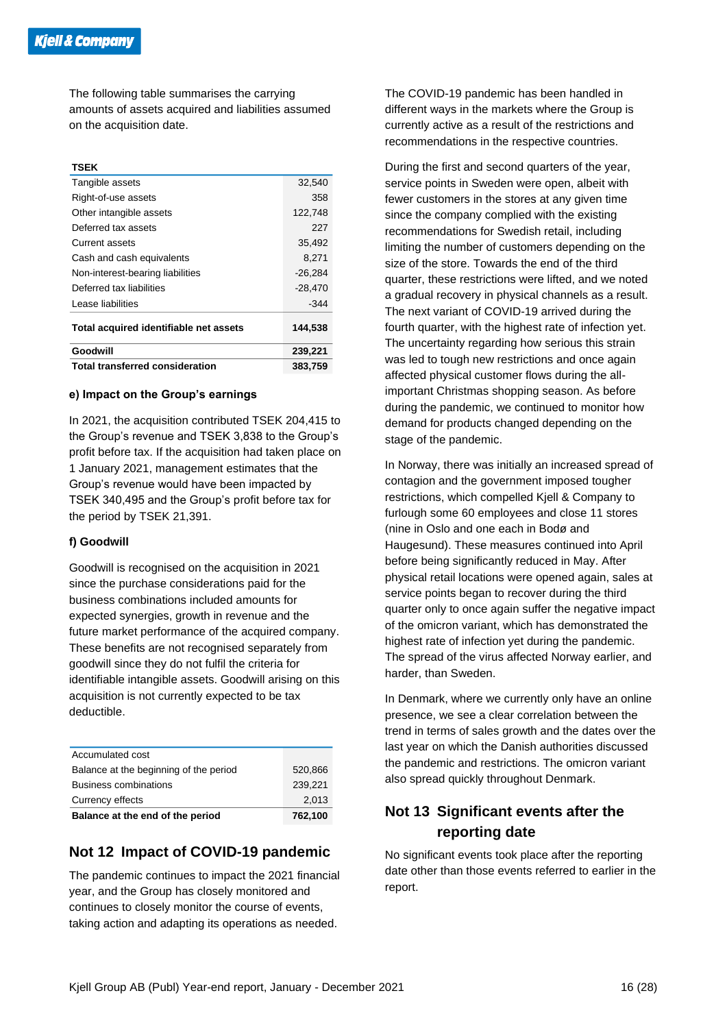The following table summarises the carrying amounts of assets acquired and liabilities assumed on the acquisition date.

| TSEK | |
|---|---|
| Tangible assets | 32,540 |
| Right-of-use assets | 358 |
| Other intangible assets | 122,748 |
| Deferred tax assets | 227 |
| Current assets | 35,492 |
| Cash and cash equivalents | 8,271 |
| Non-interest-bearing liabilities | -26,284 |
| Deferred tax liabilities | -28,470 |
| Lease liabilities | -344 |
| **Total acquired identifiable net assets** | **144,538** |
| **Goodwill** | **239,221** |
| **Total transferred consideration** | **383,759** |

**e) Impact on the Group's earnings**

In 2021, the acquisition contributed TSEK 204,415 to the Group's revenue and TSEK 3,838 to the Group's profit before tax. If the acquisition had taken place on 1 January 2021, management estimates that the Group's revenue would have been impacted by TSEK 340,495 and the Group's profit before tax for the period by TSEK 21,391.

**f) Goodwill**

Goodwill is recognised on the acquisition in 2021 since the purchase considerations paid for the business combinations included amounts for expected synergies, growth in revenue and the future market performance of the acquired company. These benefits are not recognised separately from goodwill since they do not fulfil the criteria for identifiable intangible assets. Goodwill arising on this acquisition is not currently expected to be tax deductible.

| Accumulated cost | |
|---|---|
| Balance at the beginning of the period | 520,866 |
| Business combinations | 239,221 |
| Currency effects | 2,013 |
| **Balance at the end of the period** | **762,100** |

## Not 12 Impact of COVID-19 pandemic

The pandemic continues to impact the 2021 financial year, and the Group has closely monitored and continues to closely monitor the course of events, taking action and adapting its operations as needed.

The COVID-19 pandemic has been handled in different ways in the markets where the Group is currently active as a result of the restrictions and recommendations in the respective countries.

During the first and second quarters of the year, service points in Sweden were open, albeit with fewer customers in the stores at any given time since the company complied with the existing recommendations for Swedish retail, including limiting the number of customers depending on the size of the store. Towards the end of the third quarter, these restrictions were lifted, and we noted a gradual recovery in physical channels as a result. The next variant of COVID-19 arrived during the fourth quarter, with the highest rate of infection yet. The uncertainty regarding how serious this strain was led to tough new restrictions and once again affected physical customer flows during the all-important Christmas shopping season. As before during the pandemic, we continued to monitor how demand for products changed depending on the stage of the pandemic.

In Norway, there was initially an increased spread of contagion and the government imposed tougher restrictions, which compelled Kjell & Company to furlough some 60 employees and close 11 stores (nine in Oslo and one each in Bodø and Haugesund). These measures continued into April before being significantly reduced in May. After physical retail locations were opened again, sales at service points began to recover during the third quarter only to once again suffer the negative impact of the omicron variant, which has demonstrated the highest rate of infection yet during the pandemic. The spread of the virus affected Norway earlier, and harder, than Sweden.

In Denmark, where we currently only have an online presence, we see a clear correlation between the trend in terms of sales growth and the dates over the last year on which the Danish authorities discussed the pandemic and restrictions. The omicron variant also spread quickly throughout Denmark.

## Not 13 Significant events after the reporting date

No significant events took place after the reporting date other than those events referred to earlier in the report.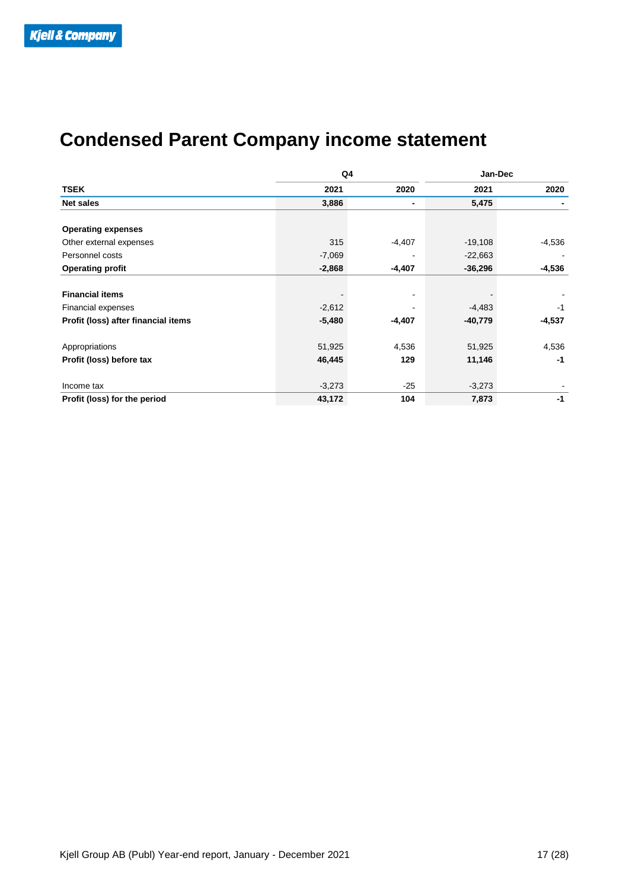# Condensed Parent Company income statement

| | Q4 | | Jan-Dec | |
|---|---|---|---|---|
| **TSEK** | **2021** | **2020** | **2021** | **2020** |
| **Net sales** | **3,886** | **-** | **5,475** | **-** |
| | | | | |
| **Operating expenses** | | | | |
| Other external expenses | 315 | -4,407 | -19,108 | -4,536 |
| Personnel costs | -7,069 | - | -22,663 | - |
| **Operating profit** | **-2,868** | **-4,407** | **-36,296** | **-4,536** |
| | | | | |
| **Financial items** | - | - | - | - |
| Financial expenses | -2,612 | - | -4,483 | -1 |
| **Profit (loss) after financial items** | **-5,480** | **-4,407** | **-40,779** | **-4,537** |
| | | | | |
| Appropriations | 51,925 | 4,536 | 51,925 | 4,536 |
| **Profit (loss) before tax** | **46,445** | **129** | **11,146** | **-1** |
| | | | | |
| Income tax | -3,273 | -25 | -3,273 | - |
| **Profit (loss) for the period** | **43,172** | **104** | **7,873** | **-1** |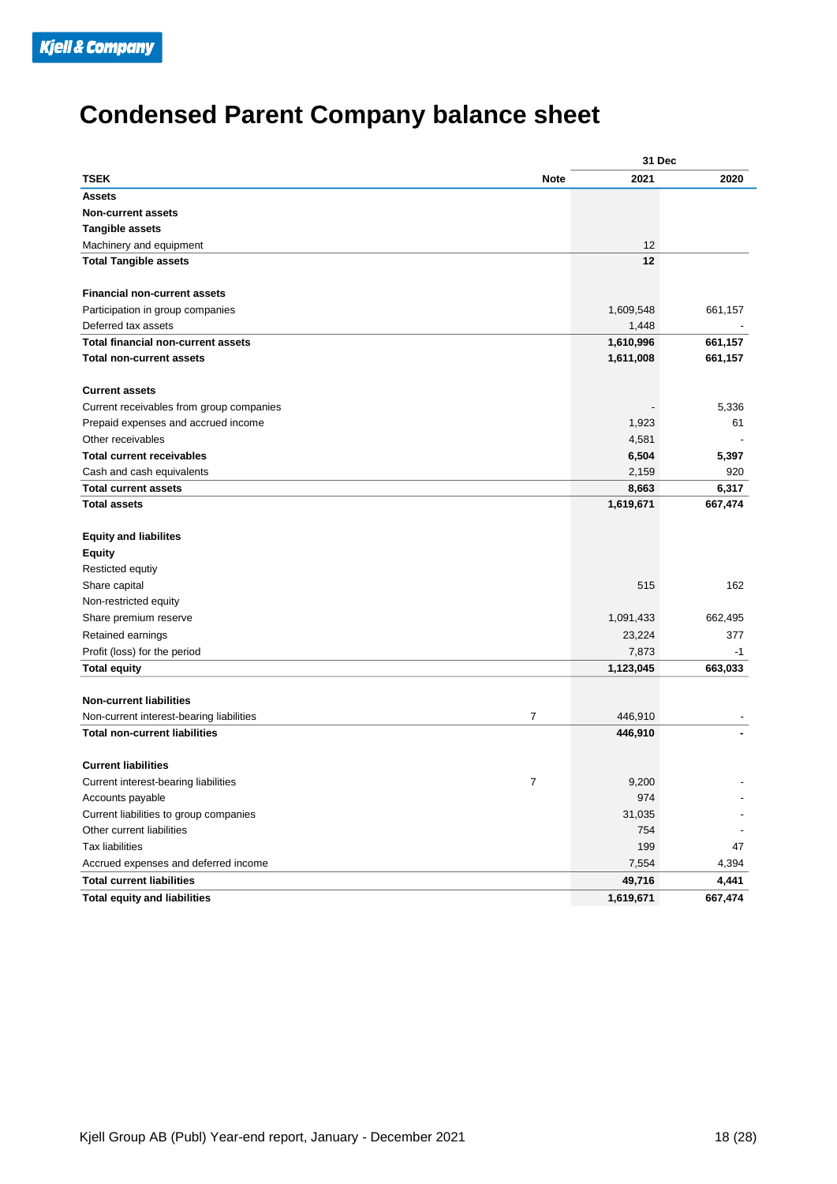# Condensed Parent Company balance sheet

| TSEK | Note | 31 Dec 2021 | 2020 |
|---|---|---|---|
| **Assets** | | | |
| **Non-current assets** | | | |
| **Tangible assets** | | | |
| Machinery and equipment | | 12 | |
| **Total Tangible assets** | | **12** | |
| | | | |
| **Financial non-current assets** | | | |
| Participation in group companies | | 1,609,548 | 661,157 |
| Deferred tax assets | | 1,448 | - |
| **Total financial non-current assets** | | **1,610,996** | **661,157** |
| **Total non-current assets** | | **1,611,008** | **661,157** |
| | | | |
| **Current assets** | | | |
| Current receivables from group companies | | - | 5,336 |
| Prepaid expenses and accrued income | | 1,923 | 61 |
| Other receivables | | 4,581 | - |
| **Total current receivables** | | **6,504** | **5,397** |
| Cash and cash equivalents | | 2,159 | 920 |
| **Total current assets** | | **8,663** | **6,317** |
| **Total assets** | | **1,619,671** | **667,474** |
| | | | |
| **Equity and liabilites** | | | |
| **Equity** | | | |
| Resticted equtiy | | | |
| Share capital | | 515 | 162 |
| Non-restricted equity | | | |
| Share premium reserve | | 1,091,433 | 662,495 |
| Retained earnings | | 23,224 | 377 |
| Profit (loss) for the period | | 7,873 | -1 |
| **Total equity** | | **1,123,045** | **663,033** |
| | | | |
| **Non-current liabilities** | | | |
| Non-current interest-bearing liabilities | 7 | 446,910 | - |
| **Total non-current liabilities** | | **446,910** | **-** |
| | | | |
| **Current liabilities** | | | |
| Current interest-bearing liabilities | 7 | 9,200 | - |
| Accounts payable | | 974 | - |
| Current liabilities to group companies | | 31,035 | - |
| Other current liabilities | | 754 | - |
| Tax liabilities | | 199 | 47 |
| Accrued expenses and deferred income | | 7,554 | 4,394 |
| **Total current liabilities** | | **49,716** | **4,441** |
| **Total equity and liabilities** | | **1,619,671** | **667,474** |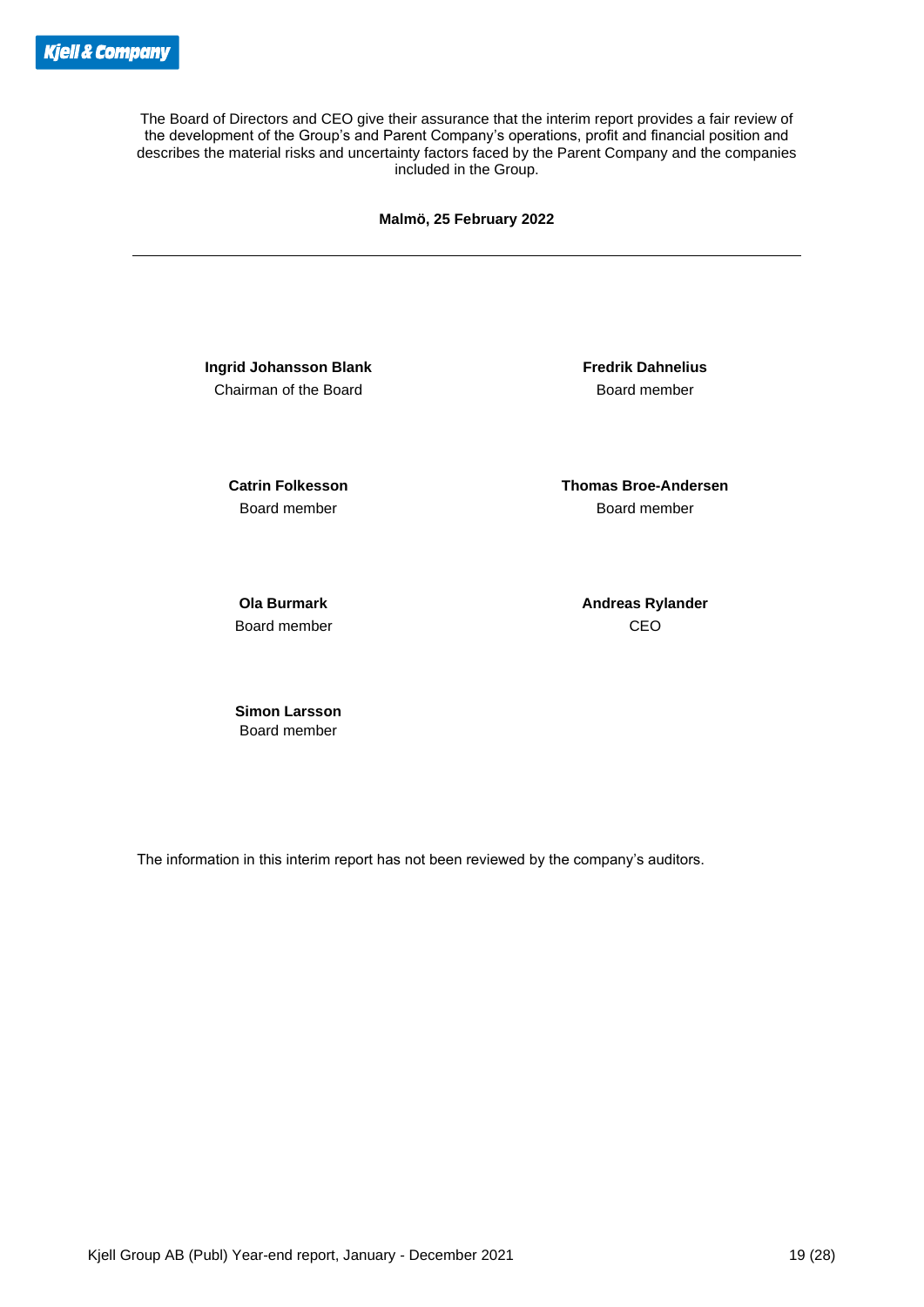The Board of Directors and CEO give their assurance that the interim report provides a fair review of the development of the Group's and Parent Company's operations, profit and financial position and describes the material risks and uncertainty factors faced by the Parent Company and the companies included in the Group.

**Malmö, 25 February 2022**

---

**Ingrid Johansson Blank**
Chairman of the Board

**Fredrik Dahnelius**
Board member

**Catrin Folkesson**
Board member

**Thomas Broe-Andersen**
Board member

**Ola Burmark**
Board member

**Andreas Rylander**
CEO

**Simon Larsson**
Board member

The information in this interim report has not been reviewed by the company's auditors.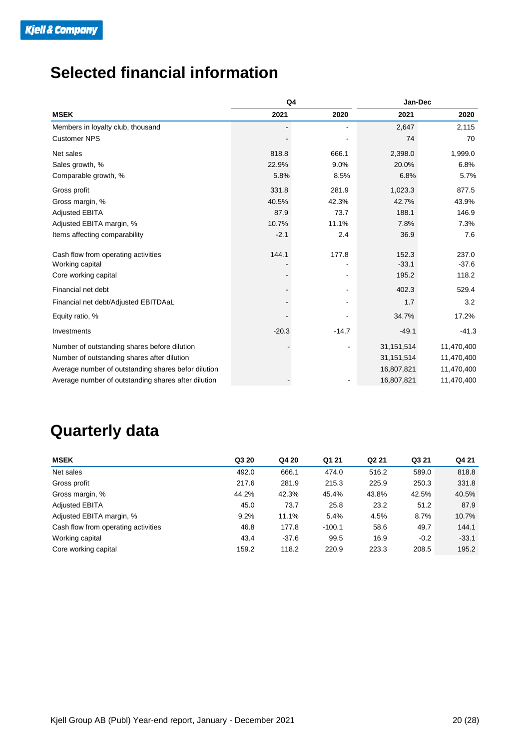# Selected financial information

| | Q4 | | Jan-Dec | |
|---|---|---|---|---|
| MSEK | 2021 | 2020 | 2021 | 2020 |
| Members in loyalty club, thousand | - | - | 2,647 | 2,115 |
| Customer NPS | - | - | 74 | 70 |
| Net sales | 818.8 | 666.1 | 2,398.0 | 1,999.0 |
| Sales growth, % | 22.9% | 9.0% | 20.0% | 6.8% |
| Comparable growth, % | 5.8% | 8.5% | 6.8% | 5.7% |
| Gross profit | 331.8 | 281.9 | 1,023.3 | 877.5 |
| Gross margin, % | 40.5% | 42.3% | 42.7% | 43.9% |
| Adjusted EBITA | 87.9 | 73.7 | 188.1 | 146.9 |
| Adjusted EBITA margin, % | 10.7% | 11.1% | 7.8% | 7.3% |
| Items affecting comparability | -2.1 | 2.4 | 36.9 | 7.6 |
| Cash flow from operating activities | 144.1 | 177.8 | 152.3 | 237.0 |
| Working capital | - | - | -33.1 | -37.6 |
| Core working capital | - | - | 195.2 | 118.2 |
| Financial net debt | - | - | 402.3 | 529.4 |
| Financial net debt/Adjusted EBITDAaL | - | - | 1.7 | 3.2 |
| Equity ratio, % | - | - | 34.7% | 17.2% |
| Investments | -20.3 | -14.7 | -49.1 | -41.3 |
| Number of outstanding shares before dilution | - | - | 31,151,514 | 11,470,400 |
| Number of outstanding shares after dilution | | | 31,151,514 | 11,470,400 |
| Average number of outstanding shares befor dilution | | | 16,807,821 | 11,470,400 |
| Average number of outstanding shares after dilution | - | - | 16,807,821 | 11,470,400 |

# Quarterly data

| MSEK | Q3 20 | Q4 20 | Q1 21 | Q2 21 | Q3 21 | Q4 21 |
|---|---|---|---|---|---|---|
| Net sales | 492.0 | 666.1 | 474.0 | 516.2 | 589.0 | 818.8 |
| Gross profit | 217.6 | 281.9 | 215.3 | 225.9 | 250.3 | 331.8 |
| Gross margin, % | 44.2% | 42.3% | 45.4% | 43.8% | 42.5% | 40.5% |
| Adjusted EBITA | 45.0 | 73.7 | 25.8 | 23.2 | 51.2 | 87.9 |
| Adjusted EBITA margin, % | 9.2% | 11.1% | 5.4% | 4.5% | 8.7% | 10.7% |
| Cash flow from operating activities | 46.8 | 177.8 | -100.1 | 58.6 | 49.7 | 144.1 |
| Working capital | 43.4 | -37.6 | 99.5 | 16.9 | -0.2 | -33.1 |
| Core working capital | 159.2 | 118.2 | 220.9 | 223.3 | 208.5 | 195.2 |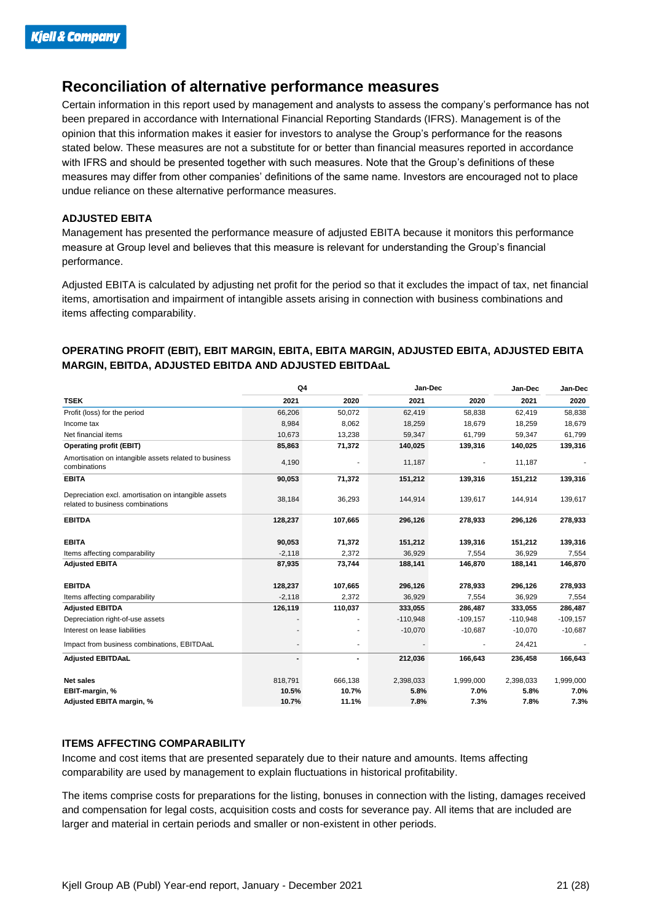# Reconciliation of alternative performance measures

Certain information in this report used by management and analysts to assess the company's performance has not been prepared in accordance with International Financial Reporting Standards (IFRS). Management is of the opinion that this information makes it easier for investors to analyse the Group's performance for the reasons stated below. These measures are not a substitute for or better than financial measures reported in accordance with IFRS and should be presented together with such measures. Note that the Group's definitions of these measures may differ from other companies' definitions of the same name. Investors are encouraged not to place undue reliance on these alternative performance measures.

### ADJUSTED EBITA

Management has presented the performance measure of adjusted EBITA because it monitors this performance measure at Group level and believes that this measure is relevant for understanding the Group's financial performance.

Adjusted EBITA is calculated by adjusting net profit for the period so that it excludes the impact of tax, net financial items, amortisation and impairment of intangible assets arising in connection with business combinations and items affecting comparability.

### OPERATING PROFIT (EBIT), EBIT MARGIN, EBITA, EBITA MARGIN, ADJUSTED EBITA, ADJUSTED EBITA MARGIN, EBITDA, ADJUSTED EBITDA AND ADJUSTED EBITDAaL

| | Q4 | | Jan-Dec | | Jan-Dec | Jan-Dec |
|---|---|---|---|---|---|---|
| **TSEK** | **2021** | **2020** | **2021** | **2020** | **2021** | **2020** |
| Profit (loss) for the period | 66,206 | 50,072 | 62,419 | 58,838 | 62,419 | 58,838 |
| Income tax | 8,984 | 8,062 | 18,259 | 18,679 | 18,259 | 18,679 |
| Net financial items | 10,673 | 13,238 | 59,347 | 61,799 | 59,347 | 61,799 |
| **Operating profit (EBIT)** | **85,863** | **71,372** | **140,025** | **139,316** | **140,025** | **139,316** |
| Amortisation on intangible assets related to business combinations | 4,190 | - | 11,187 | - | 11,187 | - |
| **EBITA** | **90,053** | **71,372** | **151,212** | **139,316** | **151,212** | **139,316** |
| Depreciation excl. amortisation on intangible assets related to business combinations | 38,184 | 36,293 | 144,914 | 139,617 | 144,914 | 139,617 |
| **EBITDA** | **128,237** | **107,665** | **296,126** | **278,933** | **296,126** | **278,933** |
| | | | | | | |
| **EBITA** | **90,053** | **71,372** | **151,212** | **139,316** | **151,212** | **139,316** |
| Items affecting comparability | -2,118 | 2,372 | 36,929 | 7,554 | 36,929 | 7,554 |
| **Adjusted EBITA** | **87,935** | **73,744** | **188,141** | **146,870** | **188,141** | **146,870** |
| | | | | | | |
| **EBITDA** | **128,237** | **107,665** | **296,126** | **278,933** | **296,126** | **278,933** |
| Items affecting comparability | -2,118 | 2,372 | 36,929 | 7,554 | 36,929 | 7,554 |
| **Adjusted EBITDA** | **126,119** | **110,037** | **333,055** | **286,487** | **333,055** | **286,487** |
| Depreciation right-of-use assets | - | - | -110,948 | -109,157 | -110,948 | -109,157 |
| Interest on lease liabilities | - | - | -10,070 | -10,687 | -10,070 | -10,687 |
| Impact from business combinations, EBITDAaL | - | - | - | - | 24,421 | - |
| **Adjusted EBITDAaL** | **-** | **-** | **212,036** | **166,643** | **236,458** | **166,643** |
| | | | | | | |
| **Net sales** | 818,791 | 666,138 | 2,398,033 | 1,999,000 | 2,398,033 | 1,999,000 |
| **EBIT-margin, %** | **10.5%** | **10.7%** | **5.8%** | **7.0%** | **5.8%** | **7.0%** |
| **Adjusted EBITA margin, %** | **10.7%** | **11.1%** | **7.8%** | **7.3%** | **7.8%** | **7.3%** |

### ITEMS AFFECTING COMPARABILITY

Income and cost items that are presented separately due to their nature and amounts. Items affecting comparability are used by management to explain fluctuations in historical profitability.

The items comprise costs for preparations for the listing, bonuses in connection with the listing, damages received and compensation for legal costs, acquisition costs and costs for severance pay. All items that are included are larger and material in certain periods and smaller or non-existent in other periods.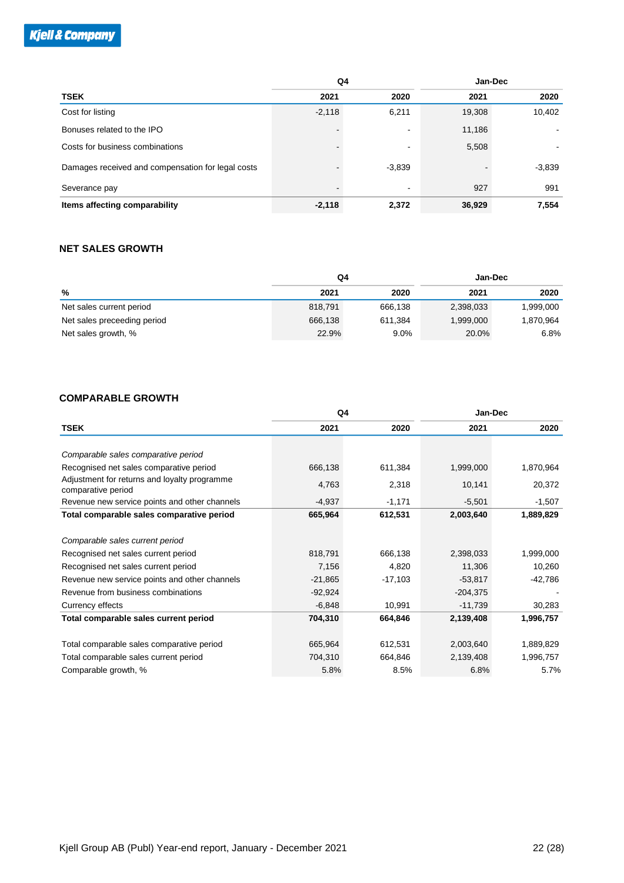| | Q4 | | Jan-Dec | |
|---|---|---|---|---|
| **TSEK** | **2021** | **2020** | **2021** | **2020** |
| Cost for listing | -2,118 | 6,211 | 19,308 | 10,402 |
| Bonuses related to the IPO | - | - | 11,186 | - |
| Costs for business combinations | - | - | 5,508 | - |
| Damages received and compensation for legal costs | - | -3,839 | - | -3,839 |
| Severance pay | - | - | 927 | 991 |
| **Items affecting comparability** | **-2,118** | **2,372** | **36,929** | **7,554** |

## NET SALES GROWTH

| | Q4 | | Jan-Dec | |
|---|---|---|---|---|
| **%** | **2021** | **2020** | **2021** | **2020** |
| Net sales current period | 818,791 | 666,138 | 2,398,033 | 1,999,000 |
| Net sales preceeding period | 666,138 | 611,384 | 1,999,000 | 1,870,964 |
| Net sales growth, % | 22.9% | 9.0% | 20.0% | 6.8% |

## COMPARABLE GROWTH

| | Q4 | | Jan-Dec | |
|---|---|---|---|---|
| **TSEK** | **2021** | **2020** | **2021** | **2020** |
| *Comparable sales comparative period* | | | | |
| Recognised net sales comparative period | 666,138 | 611,384 | 1,999,000 | 1,870,964 |
| Adjustment for returns and loyalty programme comparative period | 4,763 | 2,318 | 10,141 | 20,372 |
| Revenue new service points and other channels | -4,937 | -1,171 | -5,501 | -1,507 |
| **Total comparable sales comparative period** | **665,964** | **612,531** | **2,003,640** | **1,889,829** |
| *Comparable sales current period* | | | | |
| Recognised net sales current period | 818,791 | 666,138 | 2,398,033 | 1,999,000 |
| Recognised net sales current period | 7,156 | 4,820 | 11,306 | 10,260 |
| Revenue new service points and other channels | -21,865 | -17,103 | -53,817 | -42,786 |
| Revenue from business combinations | -92,924 | | -204,375 | - |
| Currency effects | -6,848 | 10,991 | -11,739 | 30,283 |
| **Total comparable sales current period** | **704,310** | **664,846** | **2,139,408** | **1,996,757** |
| Total comparable sales comparative period | 665,964 | 612,531 | 2,003,640 | 1,889,829 |
| Total comparable sales current period | 704,310 | 664,846 | 2,139,408 | 1,996,757 |
| Comparable growth, % | 5.8% | 8.5% | 6.8% | 5.7% |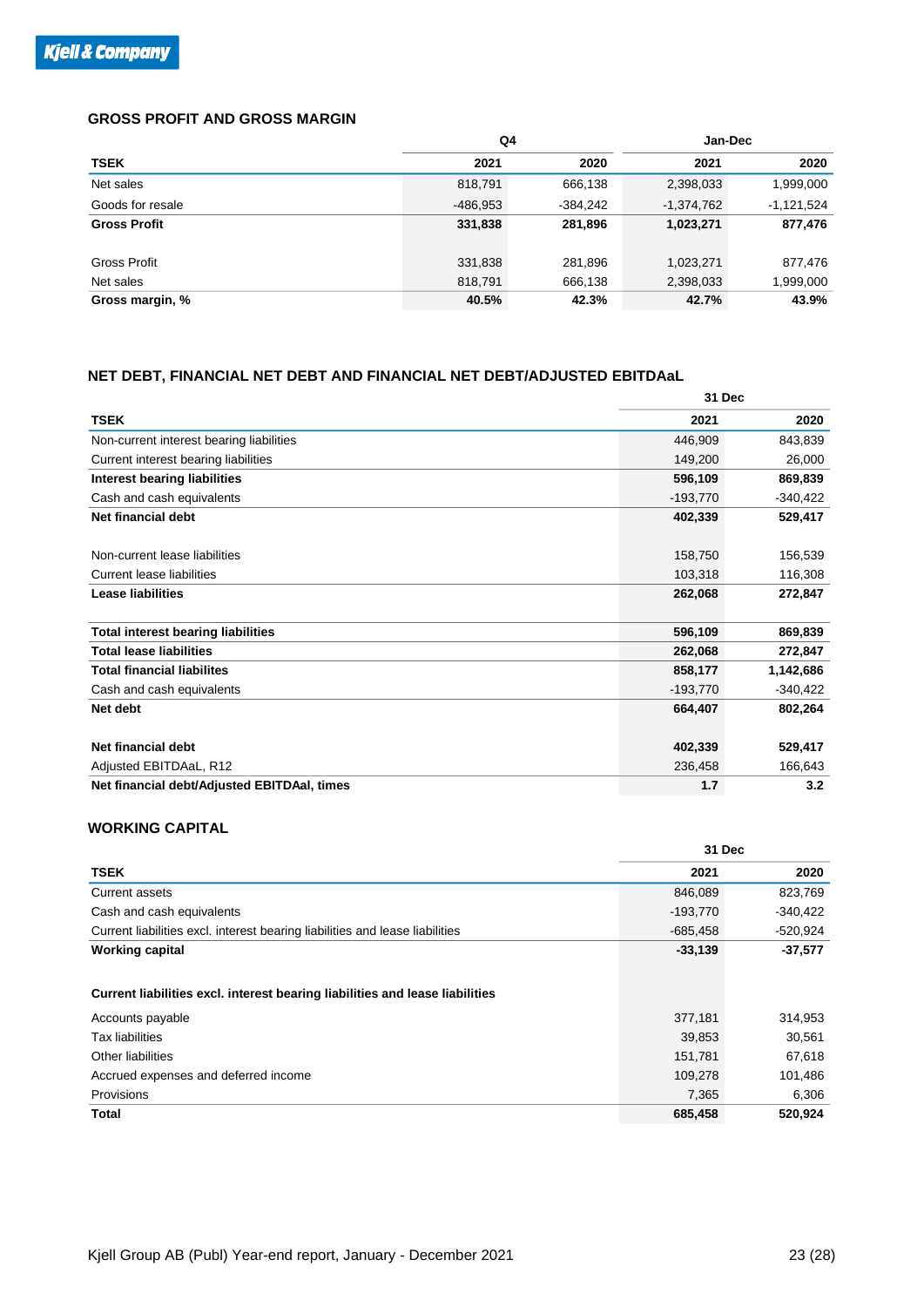## GROSS PROFIT AND GROSS MARGIN

| | Q4 | | Jan-Dec | |
|---|---|---|---|---|
| **TSEK** | **2021** | **2020** | **2021** | **2020** |
| Net sales | 818,791 | 666,138 | 2,398,033 | 1,999,000 |
| Goods for resale | -486,953 | -384,242 | -1,374,762 | -1,121,524 |
| **Gross Profit** | **331,838** | **281,896** | **1,023,271** | **877,476** |
| | | | | |
| Gross Profit | 331,838 | 281,896 | 1,023,271 | 877,476 |
| Net sales | 818,791 | 666,138 | 2,398,033 | 1,999,000 |
| **Gross margin, %** | **40.5%** | **42.3%** | **42.7%** | **43.9%** |

## NET DEBT, FINANCIAL NET DEBT AND FINANCIAL NET DEBT/ADJUSTED EBITDAaL

| | 31 Dec | |
|---|---|---|
| **TSEK** | **2021** | **2020** |
| Non-current interest bearing liabilities | 446,909 | 843,839 |
| Current interest bearing liabilities | 149,200 | 26,000 |
| **Interest bearing liabilities** | **596,109** | **869,839** |
| Cash and cash equivalents | -193,770 | -340,422 |
| **Net financial debt** | **402,339** | **529,417** |
| | | |
| Non-current lease liabilities | 158,750 | 156,539 |
| Current lease liabilities | 103,318 | 116,308 |
| **Lease liabilities** | **262,068** | **272,847** |
| | | |
| **Total interest bearing liabilities** | **596,109** | **869,839** |
| **Total lease liabilities** | **262,068** | **272,847** |
| **Total financial liabilites** | **858,177** | **1,142,686** |
| Cash and cash equivalents | -193,770 | -340,422 |
| **Net debt** | **664,407** | **802,264** |
| | | |
| **Net financial debt** | **402,339** | **529,417** |
| Adjusted EBITDAaL, R12 | 236,458 | 166,643 |
| **Net financial debt/Adjusted EBITDAal, times** | **1.7** | **3.2** |

## WORKING CAPITAL

| | 31 Dec | |
|---|---|---|
| **TSEK** | **2021** | **2020** |
| Current assets | 846,089 | 823,769 |
| Cash and cash equivalents | -193,770 | -340,422 |
| Current liabilities excl. interest bearing liabilities and lease liabilities | -685,458 | -520,924 |
| **Working capital** | **-33,139** | **-37,577** |
| | | |
| **Current liabilities excl. interest bearing liabilities and lease liabilities** | | |
| Accounts payable | 377,181 | 314,953 |
| Tax liabilities | 39,853 | 30,561 |
| Other liabilities | 151,781 | 67,618 |
| Accrued expenses and deferred income | 109,278 | 101,486 |
| Provisions | 7,365 | 6,306 |
| **Total** | **685,458** | **520,924** |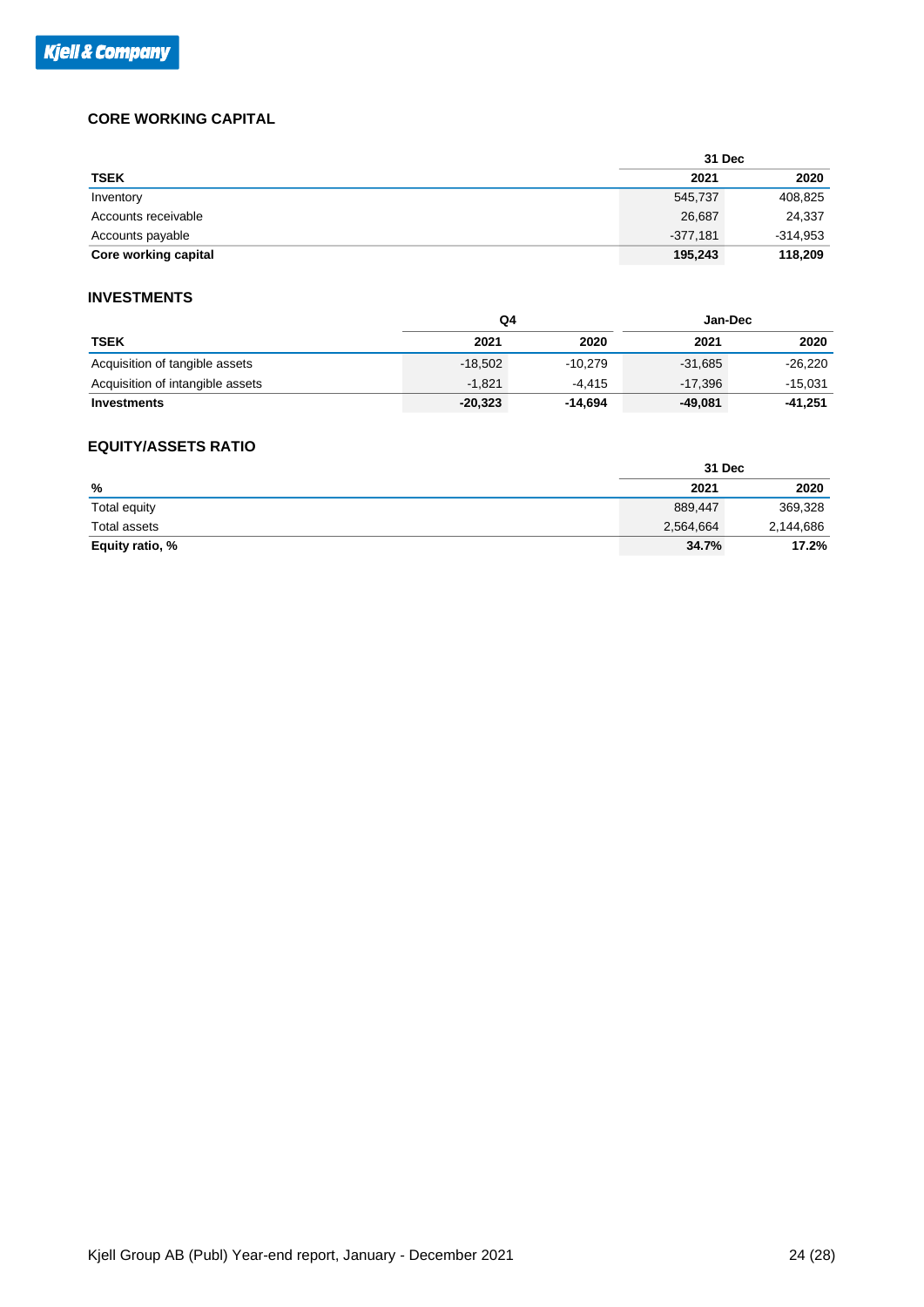## CORE WORKING CAPITAL

| | 31 Dec | |
|---|---|---|
| **TSEK** | **2021** | **2020** |
| Inventory | 545,737 | 408,825 |
| Accounts receivable | 26,687 | 24,337 |
| Accounts payable | -377,181 | -314,953 |
| **Core working capital** | **195,243** | **118,209** |

## INVESTMENTS

| | Q4 | | Jan-Dec | |
|---|---|---|---|---|
| **TSEK** | **2021** | **2020** | **2021** | **2020** |
| Acquisition of tangible assets | -18,502 | -10,279 | -31,685 | -26,220 |
| Acquisition of intangible assets | -1,821 | -4,415 | -17,396 | -15,031 |
| **Investments** | **-20,323** | **-14,694** | **-49,081** | **-41,251** |

## EQUITY/ASSETS RATIO

| | 31 Dec | |
|---|---|---|
| **%** | **2021** | **2020** |
| Total equity | 889,447 | 369,328 |
| Total assets | 2,564,664 | 2,144,686 |
| **Equity ratio, %** | **34.7%** | **17.2%** |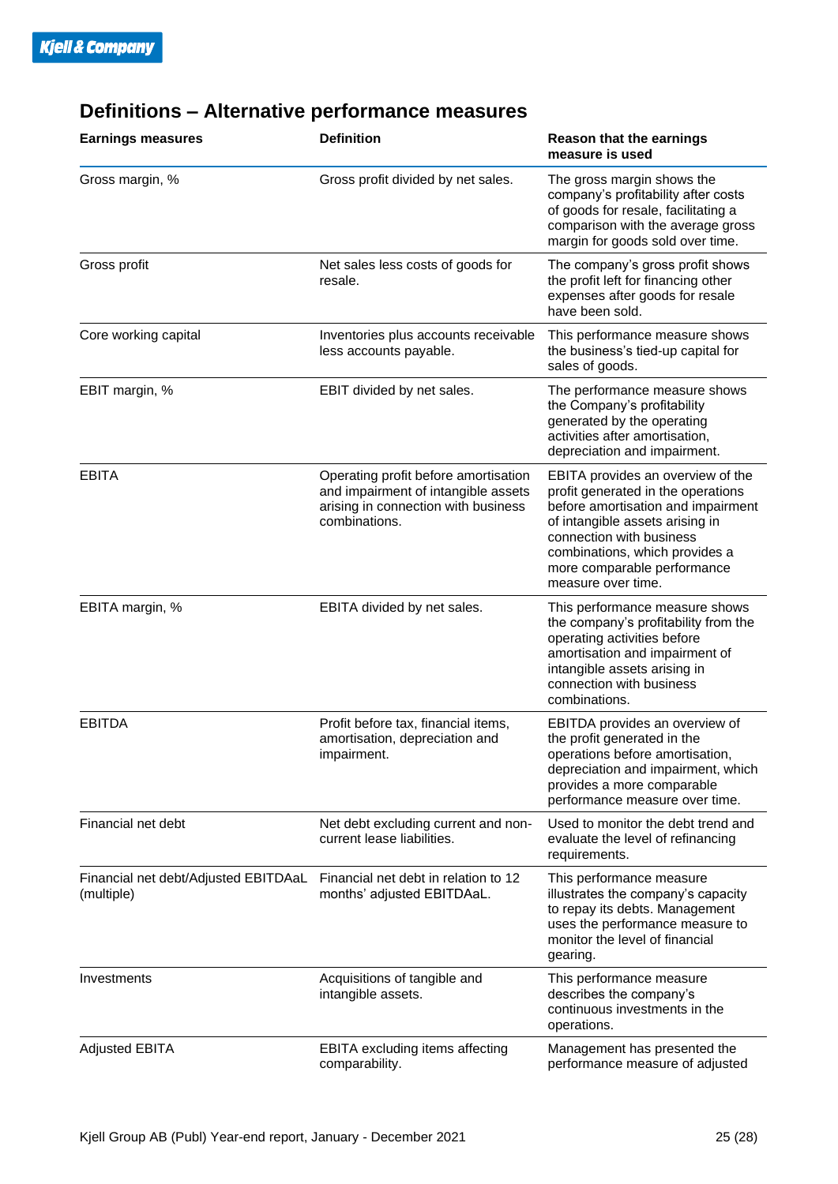# Definitions – Alternative performance measures

| Earnings measures | Definition | Reason that the earnings measure is used |
|---|---|---|
| Gross margin, % | Gross profit divided by net sales. | The gross margin shows the company's profitability after costs of goods for resale, facilitating a comparison with the average gross margin for goods sold over time. |
| Gross profit | Net sales less costs of goods for resale. | The company's gross profit shows the profit left for financing other expenses after goods for resale have been sold. |
| Core working capital | Inventories plus accounts receivable less accounts payable. | This performance measure shows the business's tied-up capital for sales of goods. |
| EBIT margin, % | EBIT divided by net sales. | The performance measure shows the Company's profitability generated by the operating activities after amortisation, depreciation and impairment. |
| EBITA | Operating profit before amortisation and impairment of intangible assets arising in connection with business combinations. | EBITA provides an overview of the profit generated in the operations before amortisation and impairment of intangible assets arising in connection with business combinations, which provides a more comparable performance measure over time. |
| EBITA margin, % | EBITA divided by net sales. | This performance measure shows the company's profitability from the operating activities before amortisation and impairment of intangible assets arising in connection with business combinations. |
| EBITDA | Profit before tax, financial items, amortisation, depreciation and impairment. | EBITDA provides an overview of the profit generated in the operations before amortisation, depreciation and impairment, which provides a more comparable performance measure over time. |
| Financial net debt | Net debt excluding current and non-current lease liabilities. | Used to monitor the debt trend and evaluate the level of refinancing requirements. |
| Financial net debt/Adjusted EBITDAaL (multiple) | Financial net debt in relation to 12 months' adjusted EBITDAaL. | This performance measure illustrates the company's capacity to repay its debts. Management uses the performance measure to monitor the level of financial gearing. |
| Investments | Acquisitions of tangible and intangible assets. | This performance measure describes the company's continuous investments in the operations. |
| Adjusted EBITA | EBITA excluding items affecting comparability. | Management has presented the performance measure of adjusted |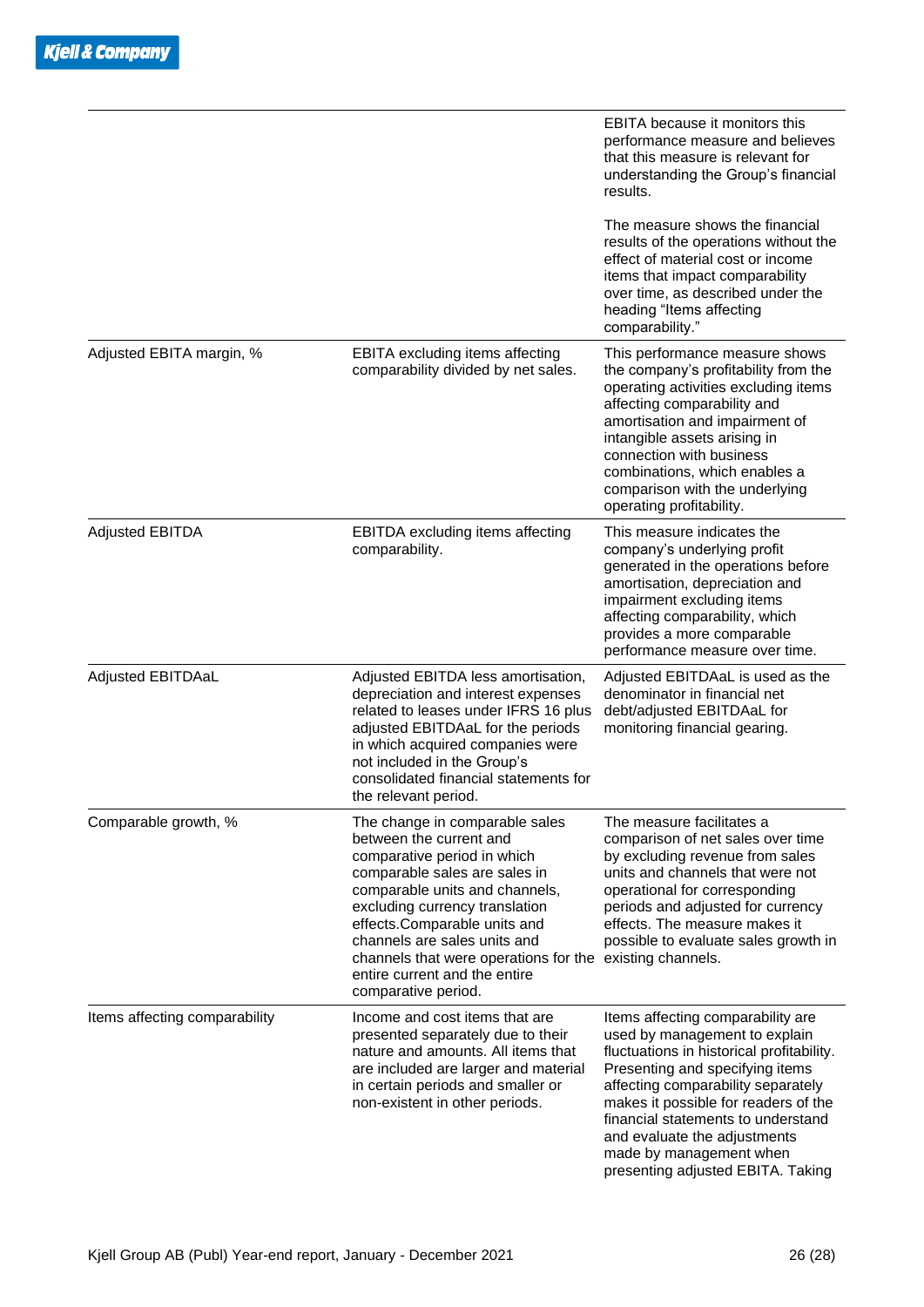| | | |
|---|---|---|
| | | EBITA because it monitors this performance measure and believes that this measure is relevant for understanding the Group's financial results.<br><br>The measure shows the financial results of the operations without the effect of material cost or income items that impact comparability over time, as described under the heading "Items affecting comparability." |
| Adjusted EBITA margin, % | EBITA excluding items affecting comparability divided by net sales. | This performance measure shows the company's profitability from the operating activities excluding items affecting comparability and amortisation and impairment of intangible assets arising in connection with business combinations, which enables a comparison with the underlying operating profitability. |
| Adjusted EBITDA | EBITDA excluding items affecting comparability. | This measure indicates the company's underlying profit generated in the operations before amortisation, depreciation and impairment excluding items affecting comparability, which provides a more comparable performance measure over time. |
| Adjusted EBITDAaL | Adjusted EBITDA less amortisation, depreciation and interest expenses related to leases under IFRS 16 plus adjusted EBITDAaL for the periods in which acquired companies were not included in the Group's consolidated financial statements for the relevant period. | Adjusted EBITDAaL is used as the denominator in financial net debt/adjusted EBITDAaL for monitoring financial gearing. |
| Comparable growth, % | The change in comparable sales between the current and comparative period in which comparable sales are sales in comparable units and channels, excluding currency translation effects.Comparable units and channels are sales units and channels that were operations for the entire current and the entire comparative period. | The measure facilitates a comparison of net sales over time by excluding revenue from sales units and channels that were not operational for corresponding periods and adjusted for currency effects. The measure makes it possible to evaluate sales growth in existing channels. |
| Items affecting comparability | Income and cost items that are presented separately due to their nature and amounts. All items that are included are larger and material in certain periods and smaller or non-existent in other periods. | Items affecting comparability are used by management to explain fluctuations in historical profitability. Presenting and specifying items affecting comparability separately makes it possible for readers of the financial statements to understand and evaluate the adjustments made by management when presenting adjusted EBITA. Taking |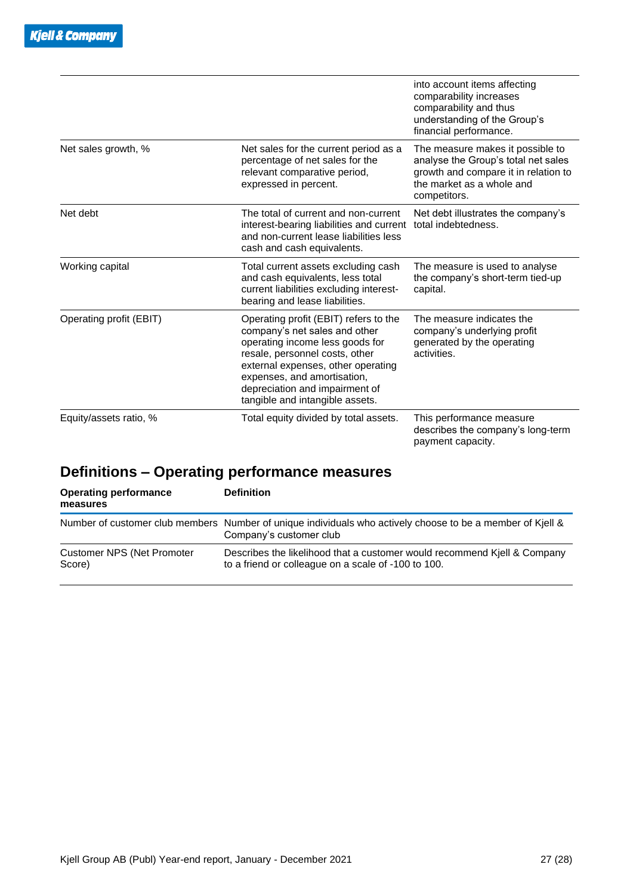| | | |
|---|---|---|
| | | into account items affecting comparability increases comparability and thus understanding of the Group's financial performance. |
| Net sales growth, % | Net sales for the current period as a percentage of net sales for the relevant comparative period, expressed in percent. | The measure makes it possible to analyse the Group's total net sales growth and compare it in relation to the market as a whole and competitors. |
| Net debt | The total of current and non-current interest-bearing liabilities and current and non-current lease liabilities less cash and cash equivalents. | Net debt illustrates the company's total indebtedness. |
| Working capital | Total current assets excluding cash and cash equivalents, less total current liabilities excluding interest-bearing and lease liabilities. | The measure is used to analyse the company's short-term tied-up capital. |
| Operating profit (EBIT) | Operating profit (EBIT) refers to the company's net sales and other operating income less goods for resale, personnel costs, other external expenses, other operating expenses, and amortisation, depreciation and impairment of tangible and intangible assets. | The measure indicates the company's underlying profit generated by the operating activities. |
| Equity/assets ratio, % | Total equity divided by total assets. | This performance measure describes the company's long-term payment capacity. |

## Definitions – Operating performance measures

| Operating performance measures | Definition |
|---|---|
| Number of customer club members | Number of unique individuals who actively choose to be a member of Kjell & Company's customer club |
| Customer NPS (Net Promoter Score) | Describes the likelihood that a customer would recommend Kjell & Company to a friend or colleague on a scale of -100 to 100. |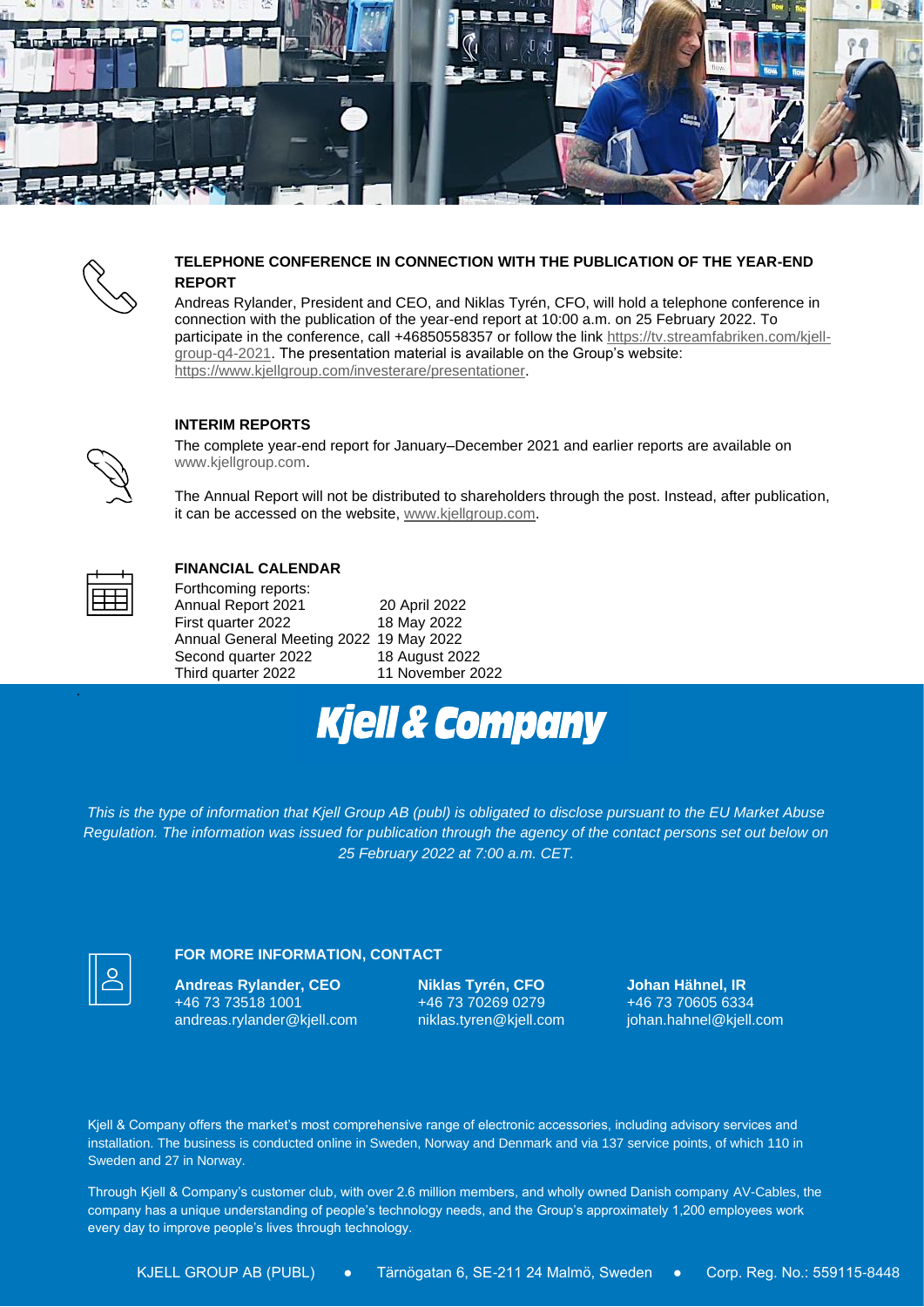### TELEPHONE CONFERENCE IN CONNECTION WITH THE PUBLICATION OF THE YEAR-END REPORT

Andreas Rylander, President and CEO, and Niklas Tyrén, CFO, will hold a telephone conference in connection with the publication of the year-end report at 10:00 a.m. on 25 February 2022. To participate in the conference, call +46850558357 or follow the link https://tv.streamfabriken.com/kjell-group-q4-2021. The presentation material is available on the Group's website: https://www.kjellgroup.com/investerare/presentationer.

### INTERIM REPORTS

The complete year-end report for January–December 2021 and earlier reports are available on www.kjellgroup.com.

The Annual Report will not be distributed to shareholders through the post. Instead, after publication, it can be accessed on the website, www.kjellgroup.com.

### FINANCIAL CALENDAR

Forthcoming reports:

| | |
|---|---|
| Annual Report 2021 | 20 April 2022 |
| First quarter 2022 | 18 May 2022 |
| Annual General Meeting 2022 | 19 May 2022 |
| Second quarter 2022 | 18 August 2022 |
| Third quarter 2022 | 11 November 2022 |

**Kjell & Company**

*This is the type of information that Kjell Group AB (publ) is obligated to disclose pursuant to the EU Market Abuse Regulation. The information was issued for publication through the agency of the contact persons set out below on 25 February 2022 at 7:00 a.m. CET.*

### FOR MORE INFORMATION, CONTACT

**Andreas Rylander, CEO**
+46 73 73518 1001
andreas.rylander@kjell.com

**Niklas Tyrén, CFO**
+46 73 70269 0279
niklas.tyren@kjell.com

**Johan Hähnel, IR**
+46 73 70605 6334
johan.hahnel@kjell.com

Kjell & Company offers the market's most comprehensive range of electronic accessories, including advisory services and installation. The business is conducted online in Sweden, Norway and Denmark and via 137 service points, of which 110 in Sweden and 27 in Norway.

Through Kjell & Company's customer club, with over 2.6 million members, and wholly owned Danish company AV-Cables, the company has a unique understanding of people's technology needs, and the Group's approximately 1,200 employees work every day to improve people's lives through technology.

KJELL GROUP AB (PUBL) ● Tärnögatan 6, SE-211 24 Malmö, Sweden ● Corp. Reg. No.: 559115-8448